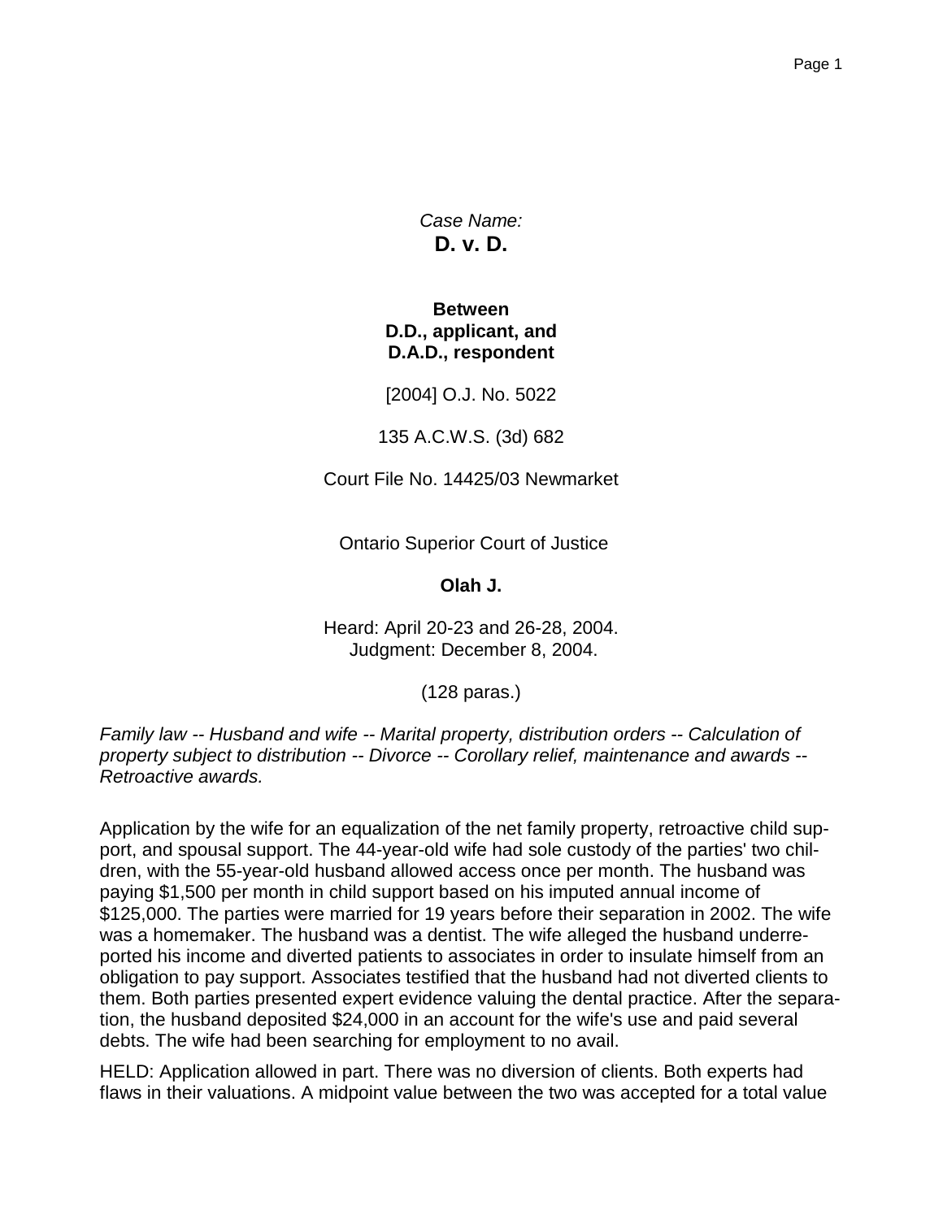*Case Name:*
**D. v. D.**

**Between**
**D.D., applicant, and**
**D.A.D., respondent**

[2004] O.J. No. 5022

135 A.C.W.S. (3d) 682

Court File No. 14425/03 Newmarket

Ontario Superior Court of Justice

**Olah J.**

Heard: April 20-23 and 26-28, 2004.
Judgment: December 8, 2004.

(128 paras.)

*Family law -- Husband and wife -- Marital property, distribution orders -- Calculation of property subject to distribution -- Divorce -- Corollary relief, maintenance and awards -- Retroactive awards.*

Application by the wife for an equalization of the net family property, retroactive child support, and spousal support. The 44-year-old wife had sole custody of the parties' two children, with the 55-year-old husband allowed access once per month. The husband was paying $1,500 per month in child support based on his imputed annual income of $125,000. The parties were married for 19 years before their separation in 2002. The wife was a homemaker. The husband was a dentist. The wife alleged the husband underreported his income and diverted patients to associates in order to insulate himself from an obligation to pay support. Associates testified that the husband had not diverted clients to them. Both parties presented expert evidence valuing the dental practice. After the separation, the husband deposited $24,000 in an account for the wife's use and paid several debts. The wife had been searching for employment to no avail.

HELD: Application allowed in part. There was no diversion of clients. Both experts had flaws in their valuations. A midpoint value between the two was accepted for a total value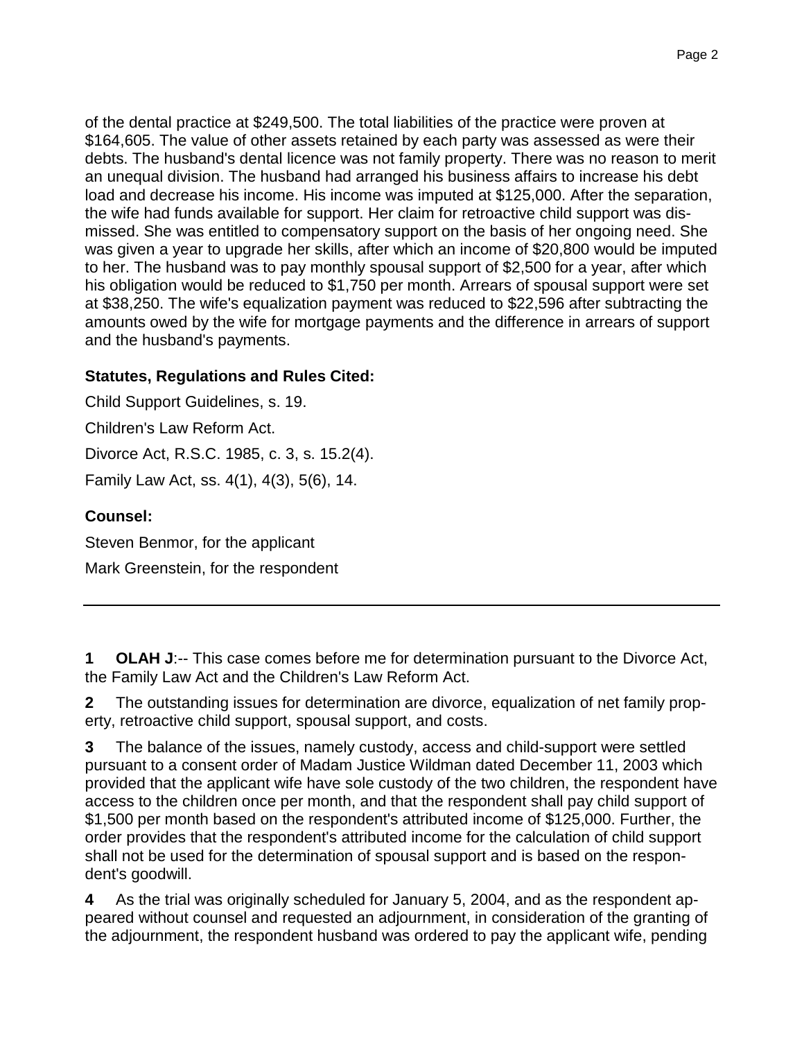of the dental practice at $249,500. The total liabilities of the practice were proven at $164,605. The value of other assets retained by each party was assessed as were their debts. The husband's dental licence was not family property. There was no reason to merit an unequal division. The husband had arranged his business affairs to increase his debt load and decrease his income. His income was imputed at $125,000. After the separation, the wife had funds available for support. Her claim for retroactive child support was dismissed. She was entitled to compensatory support on the basis of her ongoing need. She was given a year to upgrade her skills, after which an income of $20,800 would be imputed to her. The husband was to pay monthly spousal support of $2,500 for a year, after which his obligation would be reduced to $1,750 per month. Arrears of spousal support were set at $38,250. The wife's equalization payment was reduced to $22,596 after subtracting the amounts owed by the wife for mortgage payments and the difference in arrears of support and the husband's payments.

### Statutes, Regulations and Rules Cited:

Child Support Guidelines, s. 19.

Children's Law Reform Act.

Divorce Act, R.S.C. 1985, c. 3, s. 15.2(4).

Family Law Act, ss. 4(1), 4(3), 5(6), 14.

### Counsel:

Steven Benmor, for the applicant

Mark Greenstein, for the respondent

---

**1** **OLAH J**:-- This case comes before me for determination pursuant to the Divorce Act, the Family Law Act and the Children's Law Reform Act.

**2** The outstanding issues for determination are divorce, equalization of net family property, retroactive child support, spousal support, and costs.

**3** The balance of the issues, namely custody, access and child-support were settled pursuant to a consent order of Madam Justice Wildman dated December 11, 2003 which provided that the applicant wife have sole custody of the two children, the respondent have access to the children once per month, and that the respondent shall pay child support of $1,500 per month based on the respondent's attributed income of $125,000. Further, the order provides that the respondent's attributed income for the calculation of child support shall not be used for the determination of spousal support and is based on the respondent's goodwill.

**4** As the trial was originally scheduled for January 5, 2004, and as the respondent appeared without counsel and requested an adjournment, in consideration of the granting of the adjournment, the respondent husband was ordered to pay the applicant wife, pending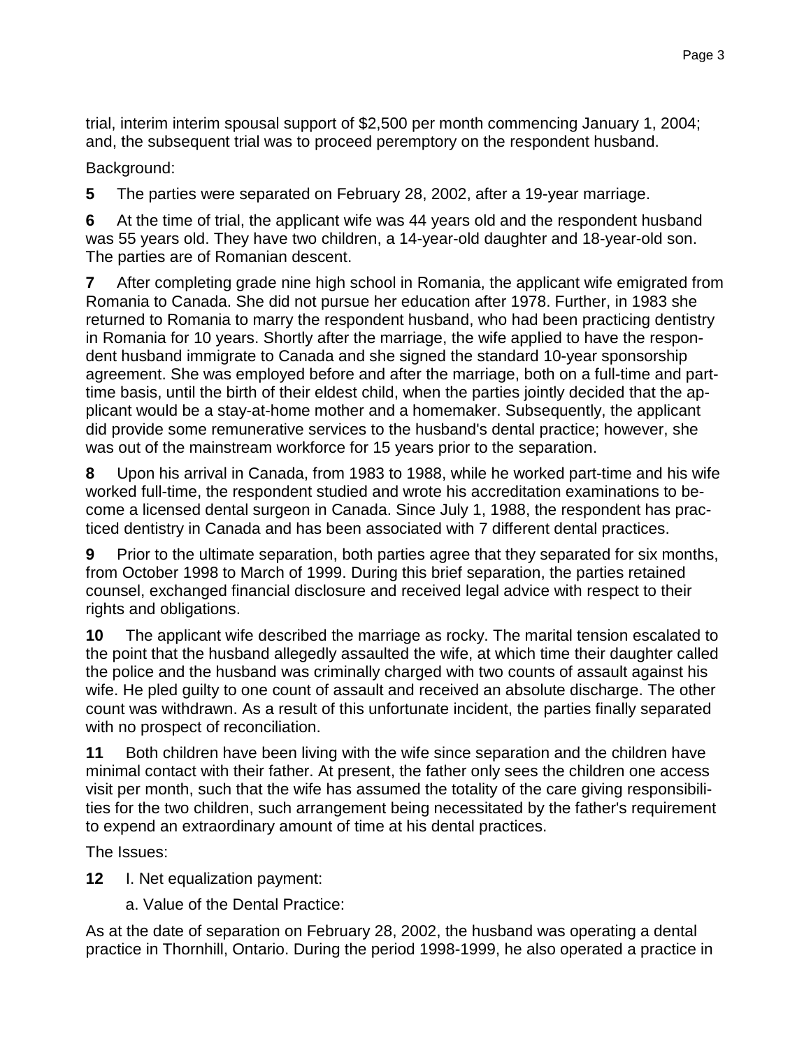trial, interim interim spousal support of $2,500 per month commencing January 1, 2004; and, the subsequent trial was to proceed peremptory on the respondent husband.

Background:

**5** The parties were separated on February 28, 2002, after a 19-year marriage.

**6** At the time of trial, the applicant wife was 44 years old and the respondent husband was 55 years old. They have two children, a 14-year-old daughter and 18-year-old son. The parties are of Romanian descent.

**7** After completing grade nine high school in Romania, the applicant wife emigrated from Romania to Canada. She did not pursue her education after 1978. Further, in 1983 she returned to Romania to marry the respondent husband, who had been practicing dentistry in Romania for 10 years. Shortly after the marriage, the wife applied to have the respondent husband immigrate to Canada and she signed the standard 10-year sponsorship agreement. She was employed before and after the marriage, both on a full-time and part-time basis, until the birth of their eldest child, when the parties jointly decided that the applicant would be a stay-at-home mother and a homemaker. Subsequently, the applicant did provide some remunerative services to the husband's dental practice; however, she was out of the mainstream workforce for 15 years prior to the separation.

**8** Upon his arrival in Canada, from 1983 to 1988, while he worked part-time and his wife worked full-time, the respondent studied and wrote his accreditation examinations to become a licensed dental surgeon in Canada. Since July 1, 1988, the respondent has practiced dentistry in Canada and has been associated with 7 different dental practices.

**9** Prior to the ultimate separation, both parties agree that they separated for six months, from October 1998 to March of 1999. During this brief separation, the parties retained counsel, exchanged financial disclosure and received legal advice with respect to their rights and obligations.

**10** The applicant wife described the marriage as rocky. The marital tension escalated to the point that the husband allegedly assaulted the wife, at which time their daughter called the police and the husband was criminally charged with two counts of assault against his wife. He pled guilty to one count of assault and received an absolute discharge. The other count was withdrawn. As a result of this unfortunate incident, the parties finally separated with no prospect of reconciliation.

**11** Both children have been living with the wife since separation and the children have minimal contact with their father. At present, the father only sees the children one access visit per month, such that the wife has assumed the totality of the care giving responsibilities for the two children, such arrangement being necessitated by the father's requirement to expend an extraordinary amount of time at his dental practices.

The Issues:

**12** I. Net equalization payment:

a. Value of the Dental Practice:

As at the date of separation on February 28, 2002, the husband was operating a dental practice in Thornhill, Ontario. During the period 1998-1999, he also operated a practice in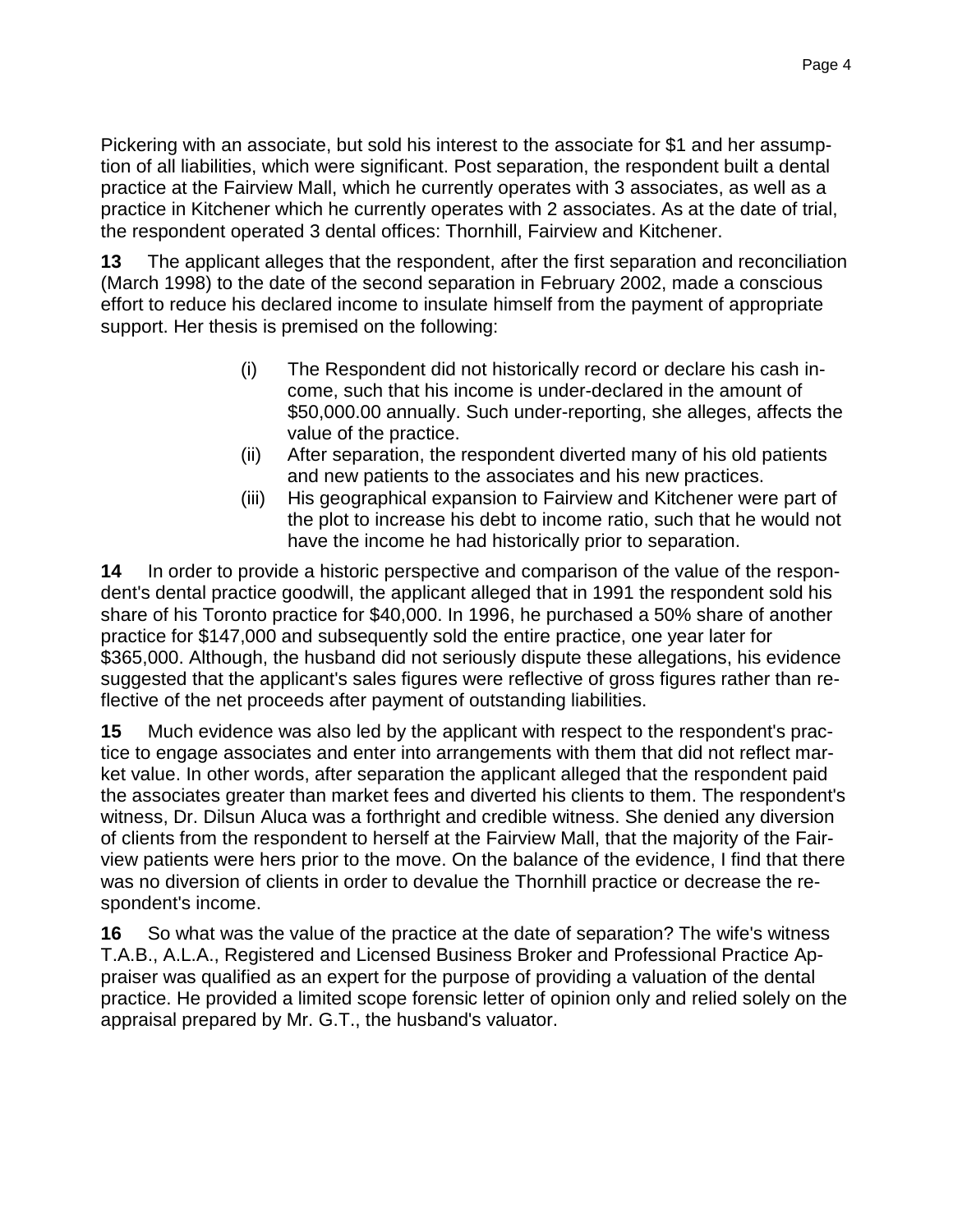Pickering with an associate, but sold his interest to the associate for $1 and her assumption of all liabilities, which were significant. Post separation, the respondent built a dental practice at the Fairview Mall, which he currently operates with 3 associates, as well as a practice in Kitchener which he currently operates with 2 associates. As at the date of trial, the respondent operated 3 dental offices: Thornhill, Fairview and Kitchener.

**13** The applicant alleges that the respondent, after the first separation and reconciliation (March 1998) to the date of the second separation in February 2002, made a conscious effort to reduce his declared income to insulate himself from the payment of appropriate support. Her thesis is premised on the following:

> (i) The Respondent did not historically record or declare his cash income, such that his income is under-declared in the amount of $50,000.00 annually. Such under-reporting, she alleges, affects the value of the practice.
>
> (ii) After separation, the respondent diverted many of his old patients and new patients to the associates and his new practices.
>
> (iii) His geographical expansion to Fairview and Kitchener were part of the plot to increase his debt to income ratio, such that he would not have the income he had historically prior to separation.

**14** In order to provide a historic perspective and comparison of the value of the respondent's dental practice goodwill, the applicant alleged that in 1991 the respondent sold his share of his Toronto practice for $40,000. In 1996, he purchased a 50% share of another practice for $147,000 and subsequently sold the entire practice, one year later for $365,000. Although, the husband did not seriously dispute these allegations, his evidence suggested that the applicant's sales figures were reflective of gross figures rather than reflective of the net proceeds after payment of outstanding liabilities.

**15** Much evidence was also led by the applicant with respect to the respondent's practice to engage associates and enter into arrangements with them that did not reflect market value. In other words, after separation the applicant alleged that the respondent paid the associates greater than market fees and diverted his clients to them. The respondent's witness, Dr. Dilsun Aluca was a forthright and credible witness. She denied any diversion of clients from the respondent to herself at the Fairview Mall, that the majority of the Fairview patients were hers prior to the move. On the balance of the evidence, I find that there was no diversion of clients in order to devalue the Thornhill practice or decrease the respondent's income.

**16** So what was the value of the practice at the date of separation? The wife's witness T.A.B., A.L.A., Registered and Licensed Business Broker and Professional Practice Appraiser was qualified as an expert for the purpose of providing a valuation of the dental practice. He provided a limited scope forensic letter of opinion only and relied solely on the appraisal prepared by Mr. G.T., the husband's valuator.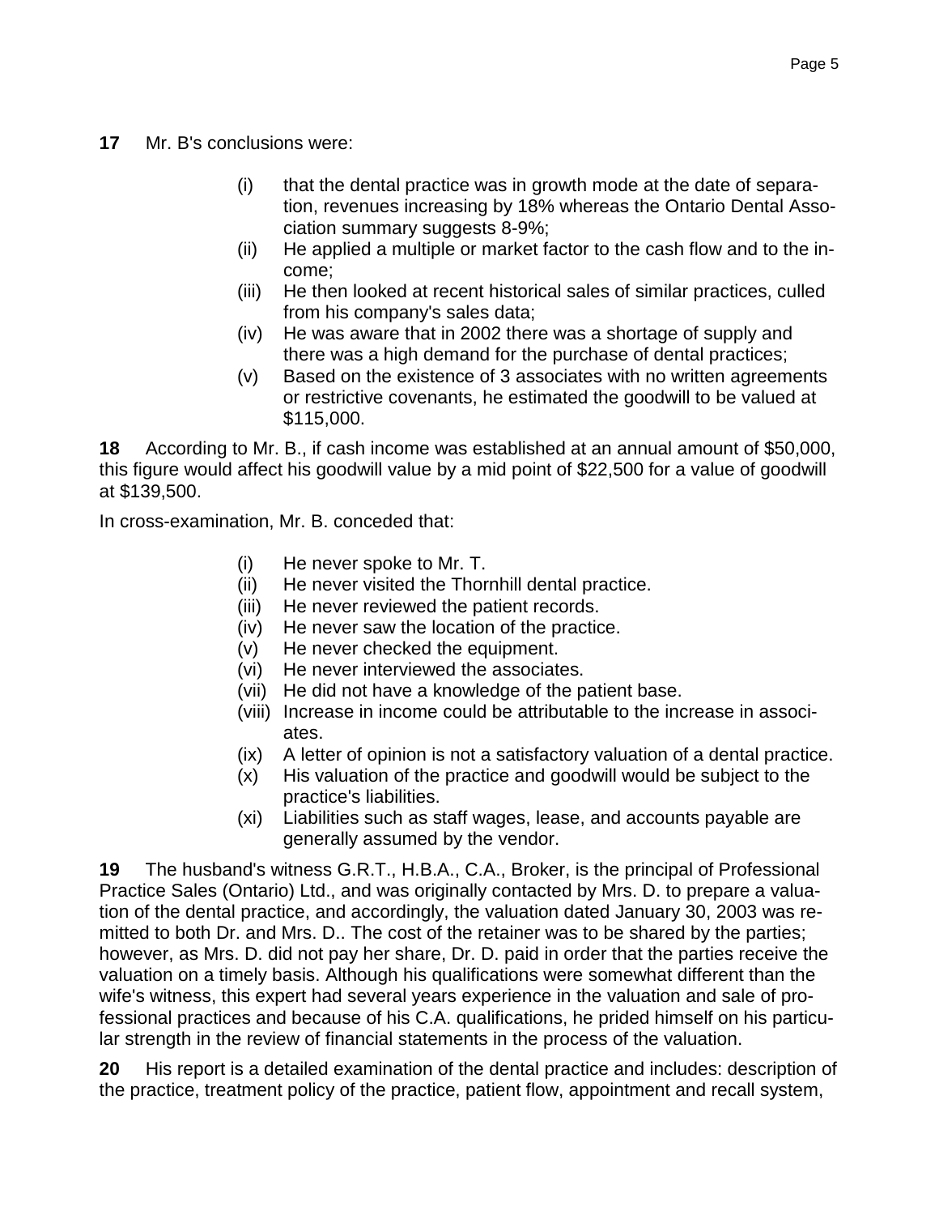**17** Mr. B's conclusions were:

- (i) that the dental practice was in growth mode at the date of separation, revenues increasing by 18% whereas the Ontario Dental Association summary suggests 8-9%;
- (ii) He applied a multiple or market factor to the cash flow and to the income;
- (iii) He then looked at recent historical sales of similar practices, culled from his company's sales data;
- (iv) He was aware that in 2002 there was a shortage of supply and there was a high demand for the purchase of dental practices;
- (v) Based on the existence of 3 associates with no written agreements or restrictive covenants, he estimated the goodwill to be valued at $115,000.

**18** According to Mr. B., if cash income was established at an annual amount of $50,000, this figure would affect his goodwill value by a mid point of $22,500 for a value of goodwill at $139,500.

In cross-examination, Mr. B. conceded that:

- (i) He never spoke to Mr. T.
- (ii) He never visited the Thornhill dental practice.
- (iii) He never reviewed the patient records.
- (iv) He never saw the location of the practice.
- (v) He never checked the equipment.
- (vi) He never interviewed the associates.
- (vii) He did not have a knowledge of the patient base.
- (viii) Increase in income could be attributable to the increase in associates.
- (ix) A letter of opinion is not a satisfactory valuation of a dental practice.
- (x) His valuation of the practice and goodwill would be subject to the practice's liabilities.
- (xi) Liabilities such as staff wages, lease, and accounts payable are generally assumed by the vendor.

**19** The husband's witness G.R.T., H.B.A., C.A., Broker, is the principal of Professional Practice Sales (Ontario) Ltd., and was originally contacted by Mrs. D. to prepare a valuation of the dental practice, and accordingly, the valuation dated January 30, 2003 was remitted to both Dr. and Mrs. D.. The cost of the retainer was to be shared by the parties; however, as Mrs. D. did not pay her share, Dr. D. paid in order that the parties receive the valuation on a timely basis. Although his qualifications were somewhat different than the wife's witness, this expert had several years experience in the valuation and sale of professional practices and because of his C.A. qualifications, he prided himself on his particular strength in the review of financial statements in the process of the valuation.

**20** His report is a detailed examination of the dental practice and includes: description of the practice, treatment policy of the practice, patient flow, appointment and recall system,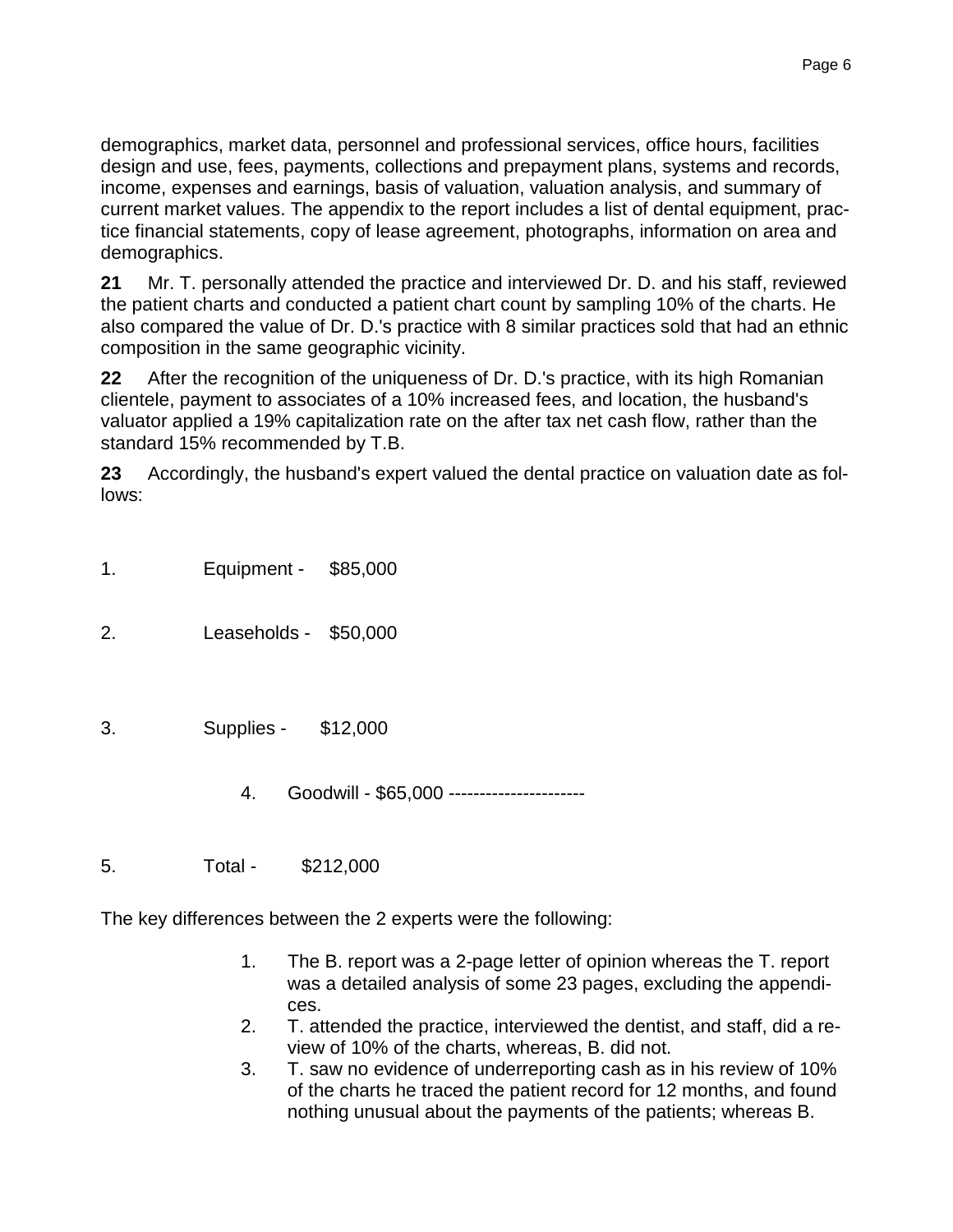demographics, market data, personnel and professional services, office hours, facilities design and use, fees, payments, collections and prepayment plans, systems and records, income, expenses and earnings, basis of valuation, valuation analysis, and summary of current market values. The appendix to the report includes a list of dental equipment, practice financial statements, copy of lease agreement, photographs, information on area and demographics.

**21** Mr. T. personally attended the practice and interviewed Dr. D. and his staff, reviewed the patient charts and conducted a patient chart count by sampling 10% of the charts. He also compared the value of Dr. D.'s practice with 8 similar practices sold that had an ethnic composition in the same geographic vicinity.

**22** After the recognition of the uniqueness of Dr. D.'s practice, with its high Romanian clientele, payment to associates of a 10% increased fees, and location, the husband's valuator applied a 19% capitalization rate on the after tax net cash flow, rather than the standard 15% recommended by T.B.

**23** Accordingly, the husband's expert valued the dental practice on valuation date as follows:

1. Equipment - $85,000

2. Leaseholds - $50,000

3. Supplies - $12,000

4. Goodwill - $65,000 ---------------------

5. Total - $212,000

The key differences between the 2 experts were the following:

1. The B. report was a 2-page letter of opinion whereas the T. report was a detailed analysis of some 23 pages, excluding the appendices.
2. T. attended the practice, interviewed the dentist, and staff, did a review of 10% of the charts, whereas, B. did not.
3. T. saw no evidence of underreporting cash as in his review of 10% of the charts he traced the patient record for 12 months, and found nothing unusual about the payments of the patients; whereas B.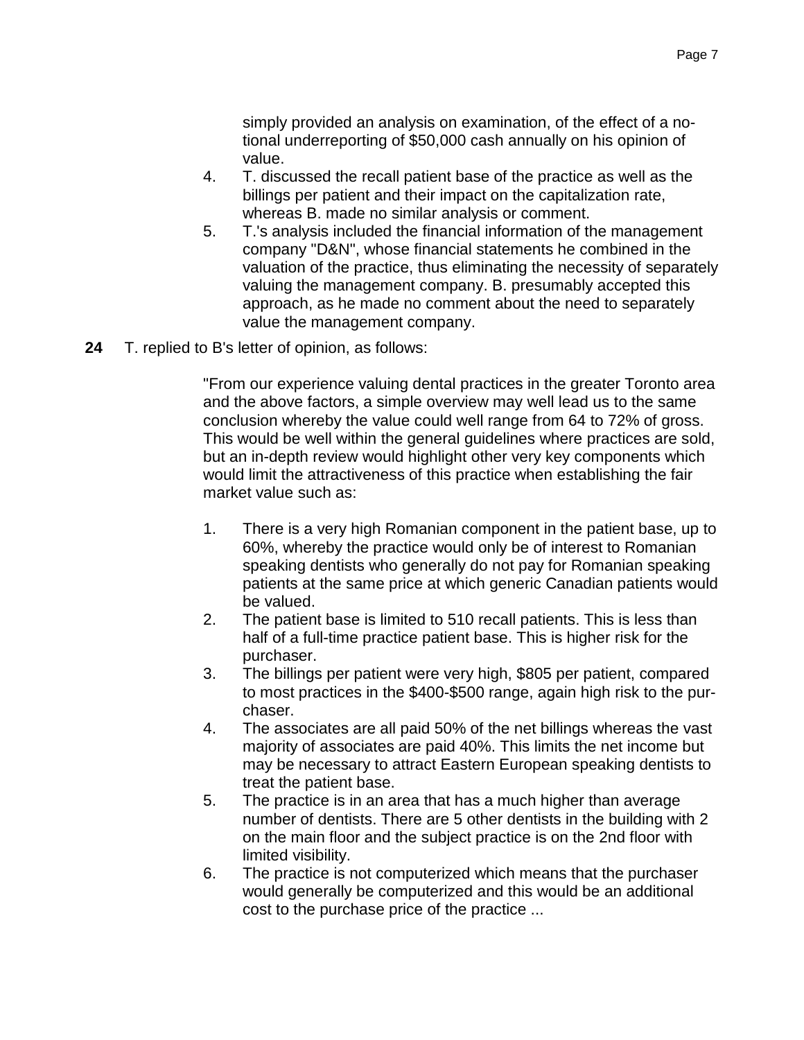simply provided an analysis on examination, of the effect of a notional underreporting of $50,000 cash annually on his opinion of value.

4. T. discussed the recall patient base of the practice as well as the billings per patient and their impact on the capitalization rate, whereas B. made no similar analysis or comment.
5. T.'s analysis included the financial information of the management company "D&N", whose financial statements he combined in the valuation of the practice, thus eliminating the necessity of separately valuing the management company. B. presumably accepted this approach, as he made no comment about the need to separately value the management company.

**24** T. replied to B's letter of opinion, as follows:

> "From our experience valuing dental practices in the greater Toronto area and the above factors, a simple overview may well lead us to the same conclusion whereby the value could well range from 64 to 72% of gross. This would be well within the general guidelines where practices are sold, but an in-depth review would highlight other very key components which would limit the attractiveness of this practice when establishing the fair market value such as:
>
> 1. There is a very high Romanian component in the patient base, up to 60%, whereby the practice would only be of interest to Romanian speaking dentists who generally do not pay for Romanian speaking patients at the same price at which generic Canadian patients would be valued.
> 2. The patient base is limited to 510 recall patients. This is less than half of a full-time practice patient base. This is higher risk for the purchaser.
> 3. The billings per patient were very high, $805 per patient, compared to most practices in the $400-$500 range, again high risk to the purchaser.
> 4. The associates are all paid 50% of the net billings whereas the vast majority of associates are paid 40%. This limits the net income but may be necessary to attract Eastern European speaking dentists to treat the patient base.
> 5. The practice is in an area that has a much higher than average number of dentists. There are 5 other dentists in the building with 2 on the main floor and the subject practice is on the 2nd floor with limited visibility.
> 6. The practice is not computerized which means that the purchaser would generally be computerized and this would be an additional cost to the purchase price of the practice ...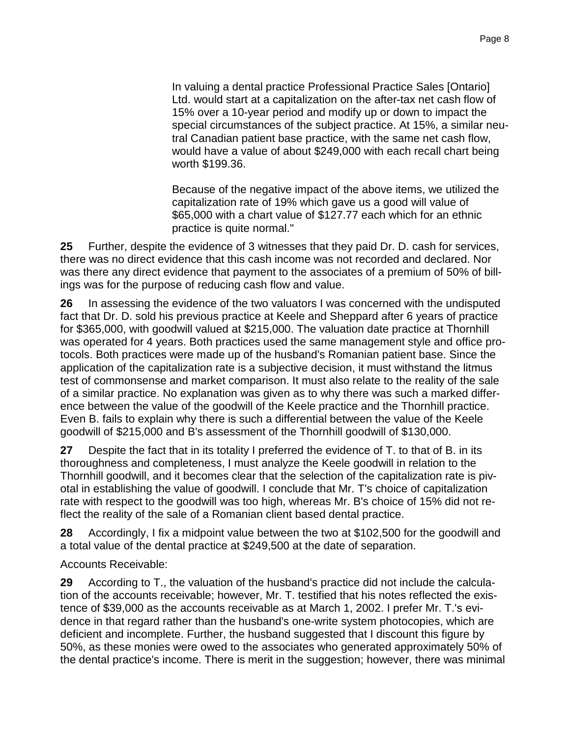> In valuing a dental practice Professional Practice Sales [Ontario] Ltd. would start at a capitalization on the after-tax net cash flow of 15% over a 10-year period and modify up or down to impact the special circumstances of the subject practice. At 15%, a similar neutral Canadian patient base practice, with the same net cash flow, would have a value of about $249,000 with each recall chart being worth $199.36.
>
> Because of the negative impact of the above items, we utilized the capitalization rate of 19% which gave us a good will value of $65,000 with a chart value of $127.77 each which for an ethnic practice is quite normal."

**25** Further, despite the evidence of 3 witnesses that they paid Dr. D. cash for services, there was no direct evidence that this cash income was not recorded and declared. Nor was there any direct evidence that payment to the associates of a premium of 50% of billings was for the purpose of reducing cash flow and value.

**26** In assessing the evidence of the two valuators I was concerned with the undisputed fact that Dr. D. sold his previous practice at Keele and Sheppard after 6 years of practice for $365,000, with goodwill valued at $215,000. The valuation date practice at Thornhill was operated for 4 years. Both practices used the same management style and office protocols. Both practices were made up of the husband's Romanian patient base. Since the application of the capitalization rate is a subjective decision, it must withstand the litmus test of commonsense and market comparison. It must also relate to the reality of the sale of a similar practice. No explanation was given as to why there was such a marked difference between the value of the goodwill of the Keele practice and the Thornhill practice. Even B. fails to explain why there is such a differential between the value of the Keele goodwill of $215,000 and B's assessment of the Thornhill goodwill of $130,000.

**27** Despite the fact that in its totality I preferred the evidence of T. to that of B. in its thoroughness and completeness, I must analyze the Keele goodwill in relation to the Thornhill goodwill, and it becomes clear that the selection of the capitalization rate is pivotal in establishing the value of goodwill. I conclude that Mr. T's choice of capitalization rate with respect to the goodwill was too high, whereas Mr. B's choice of 15% did not reflect the reality of the sale of a Romanian client based dental practice.

**28** Accordingly, I fix a midpoint value between the two at $102,500 for the goodwill and a total value of the dental practice at $249,500 at the date of separation.

Accounts Receivable:

**29** According to T., the valuation of the husband's practice did not include the calculation of the accounts receivable; however, Mr. T. testified that his notes reflected the existence of $39,000 as the accounts receivable as at March 1, 2002. I prefer Mr. T.'s evidence in that regard rather than the husband's one-write system photocopies, which are deficient and incomplete. Further, the husband suggested that I discount this figure by 50%, as these monies were owed to the associates who generated approximately 50% of the dental practice's income. There is merit in the suggestion; however, there was minimal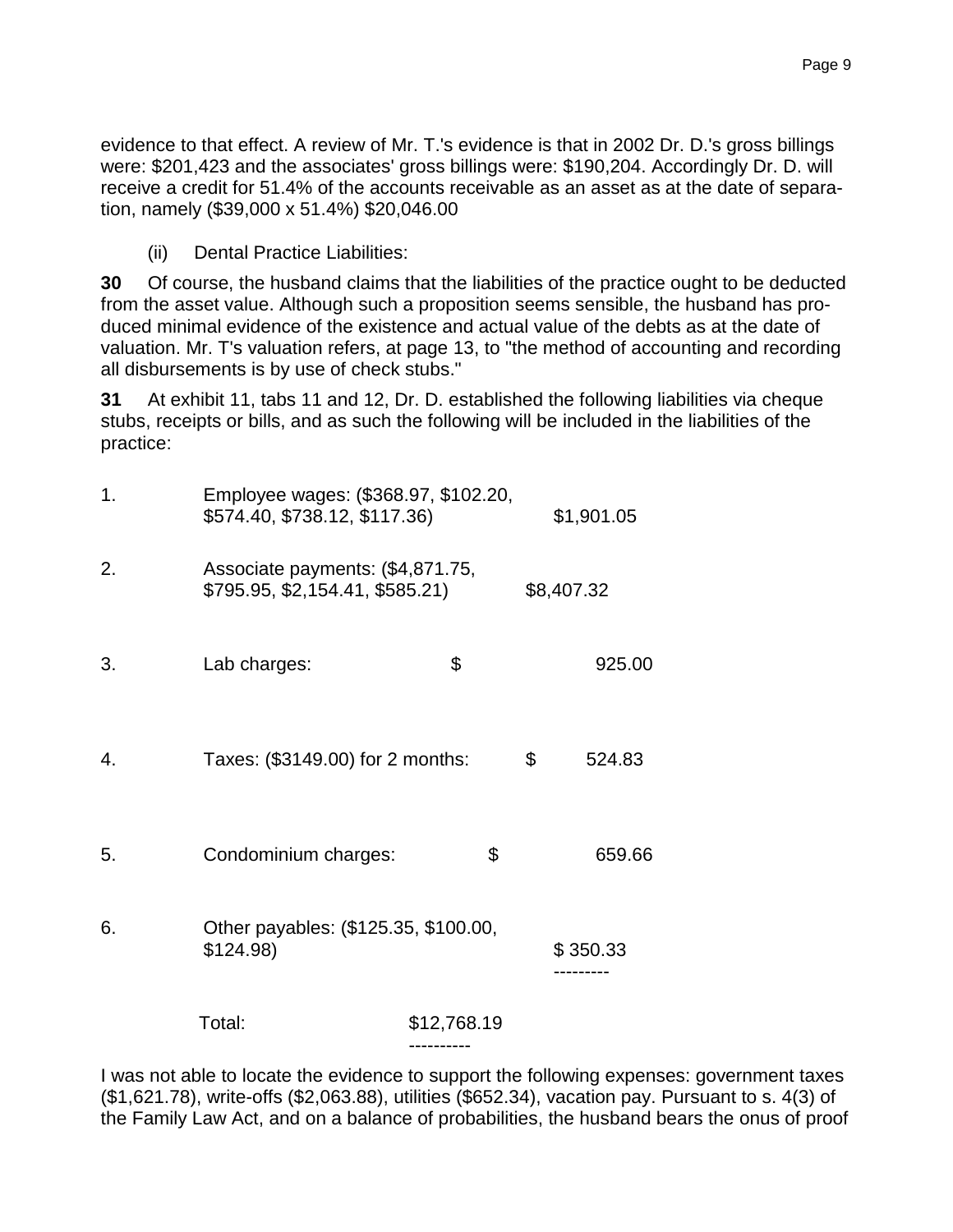evidence to that effect. A review of Mr. T.'s evidence is that in 2002 Dr. D.'s gross billings were: $201,423 and the associates' gross billings were: $190,204. Accordingly Dr. D. will receive a credit for 51.4% of the accounts receivable as an asset as at the date of separation, namely ($39,000 x 51.4%) $20,046.00

(ii) Dental Practice Liabilities:

**30** Of course, the husband claims that the liabilities of the practice ought to be deducted from the asset value. Although such a proposition seems sensible, the husband has produced minimal evidence of the existence and actual value of the debts as at the date of valuation. Mr. T's valuation refers, at page 13, to "the method of accounting and recording all disbursements is by use of check stubs."

**31** At exhibit 11, tabs 11 and 12, Dr. D. established the following liabilities via cheque stubs, receipts or bills, and as such the following will be included in the liabilities of the practice:

| | | |
|---|---|---|
| 1. | Employee wages: ($368.97, $102.20, $574.40, $738.12, $117.36) | $1,901.05 |
| 2. | Associate payments: ($4,871.75, $795.95, $2,154.41, $585.21) | $8,407.32 |
| 3. | Lab charges: | $ 925.00 |
| 4. | Taxes: ($3149.00) for 2 months: | $ 524.83 |
| 5. | Condominium charges: | $ 659.66 |
| 6. | Other payables: ($125.35, $100.00, $124.98) | $ 350.33 |
| | Total: | $12,768.19 |

I was not able to locate the evidence to support the following expenses: government taxes ($1,621.78), write-offs ($2,063.88), utilities ($652.34), vacation pay. Pursuant to s. 4(3) of the Family Law Act, and on a balance of probabilities, the husband bears the onus of proof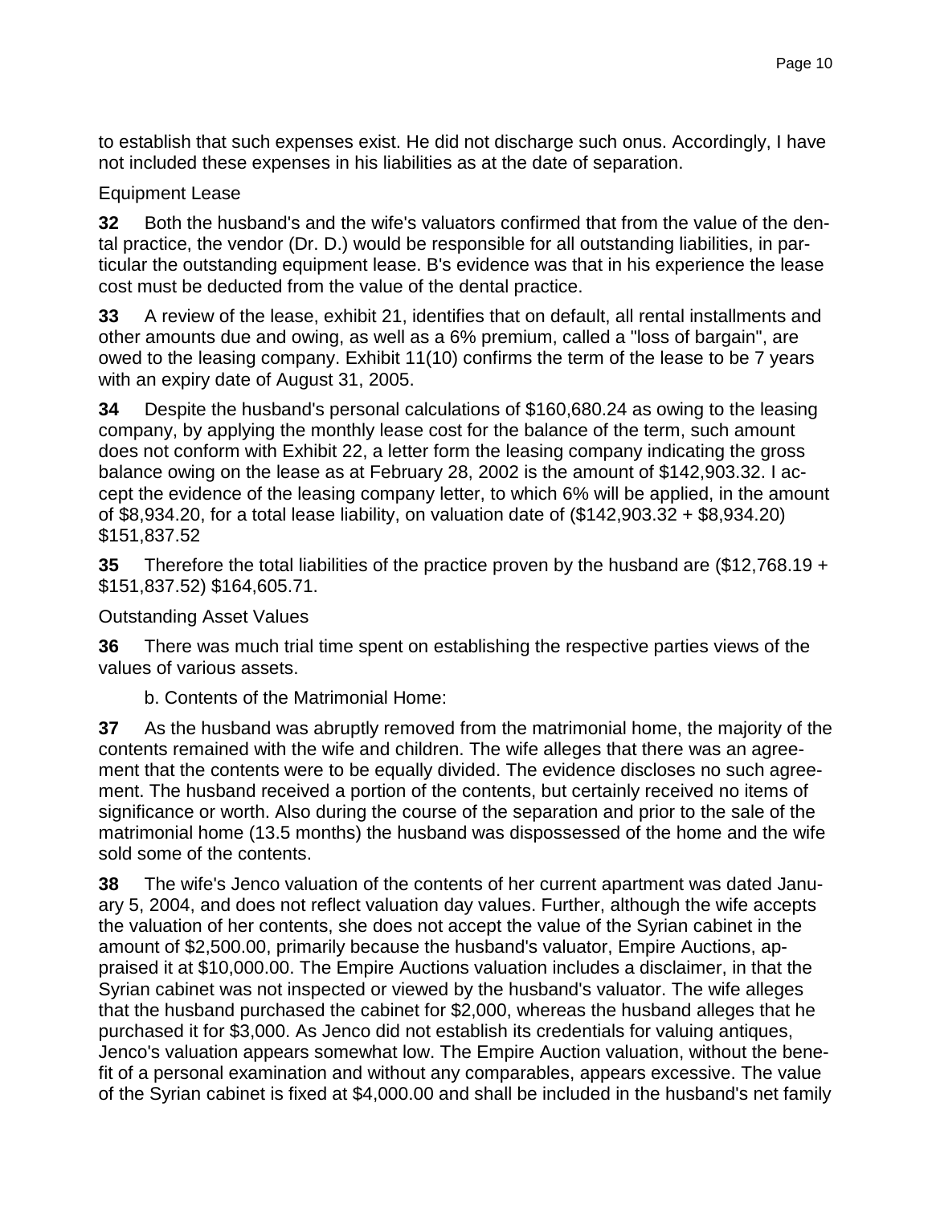to establish that such expenses exist. He did not discharge such onus. Accordingly, I have not included these expenses in his liabilities as at the date of separation.

Equipment Lease

**32** Both the husband's and the wife's valuators confirmed that from the value of the dental practice, the vendor (Dr. D.) would be responsible for all outstanding liabilities, in particular the outstanding equipment lease. B's evidence was that in his experience the lease cost must be deducted from the value of the dental practice.

**33** A review of the lease, exhibit 21, identifies that on default, all rental installments and other amounts due and owing, as well as a 6% premium, called a "loss of bargain", are owed to the leasing company. Exhibit 11(10) confirms the term of the lease to be 7 years with an expiry date of August 31, 2005.

**34** Despite the husband's personal calculations of $160,680.24 as owing to the leasing company, by applying the monthly lease cost for the balance of the term, such amount does not conform with Exhibit 22, a letter form the leasing company indicating the gross balance owing on the lease as at February 28, 2002 is the amount of $142,903.32. I accept the evidence of the leasing company letter, to which 6% will be applied, in the amount of $8,934.20, for a total lease liability, on valuation date of ($142,903.32 + $8,934.20) $151,837.52

**35** Therefore the total liabilities of the practice proven by the husband are ($12,768.19 + $151,837.52) $164,605.71.

Outstanding Asset Values

**36** There was much trial time spent on establishing the respective parties views of the values of various assets.

b. Contents of the Matrimonial Home:

**37** As the husband was abruptly removed from the matrimonial home, the majority of the contents remained with the wife and children. The wife alleges that there was an agreement that the contents were to be equally divided. The evidence discloses no such agreement. The husband received a portion of the contents, but certainly received no items of significance or worth. Also during the course of the separation and prior to the sale of the matrimonial home (13.5 months) the husband was dispossessed of the home and the wife sold some of the contents.

**38** The wife's Jenco valuation of the contents of her current apartment was dated January 5, 2004, and does not reflect valuation day values. Further, although the wife accepts the valuation of her contents, she does not accept the value of the Syrian cabinet in the amount of $2,500.00, primarily because the husband's valuator, Empire Auctions, appraised it at $10,000.00. The Empire Auctions valuation includes a disclaimer, in that the Syrian cabinet was not inspected or viewed by the husband's valuator. The wife alleges that the husband purchased the cabinet for $2,000, whereas the husband alleges that he purchased it for $3,000. As Jenco did not establish its credentials for valuing antiques, Jenco's valuation appears somewhat low. The Empire Auction valuation, without the benefit of a personal examination and without any comparables, appears excessive. The value of the Syrian cabinet is fixed at $4,000.00 and shall be included in the husband's net family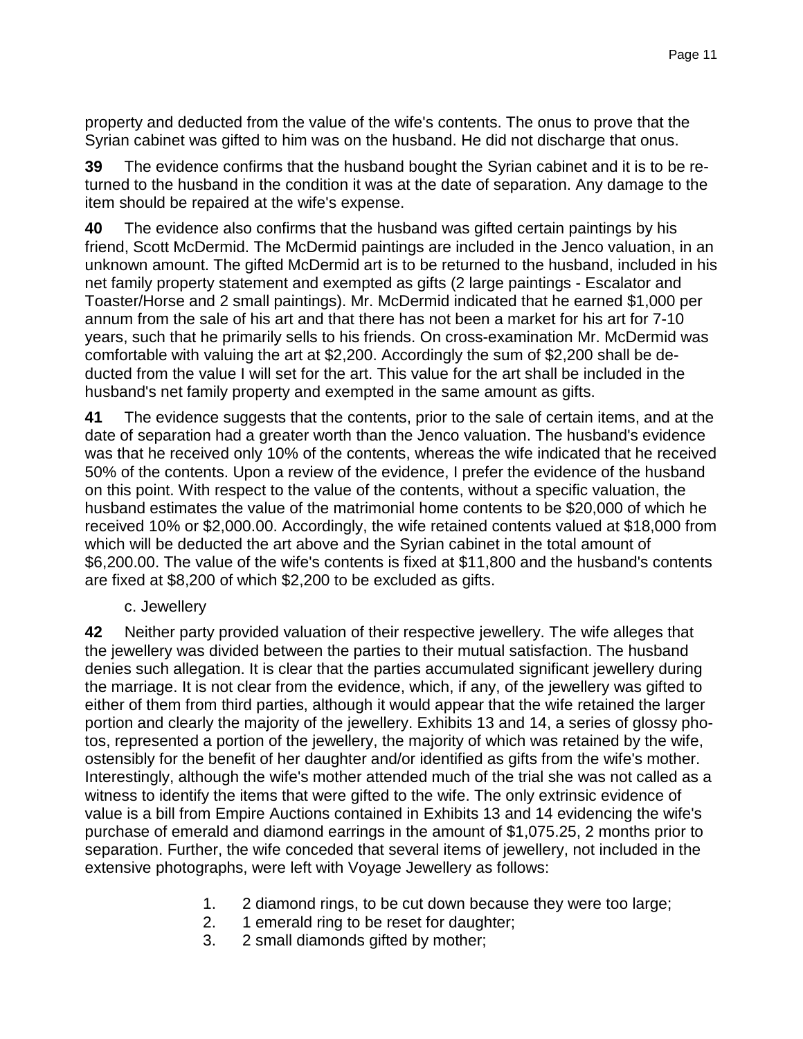property and deducted from the value of the wife's contents. The onus to prove that the Syrian cabinet was gifted to him was on the husband. He did not discharge that onus.

**39** The evidence confirms that the husband bought the Syrian cabinet and it is to be returned to the husband in the condition it was at the date of separation. Any damage to the item should be repaired at the wife's expense.

**40** The evidence also confirms that the husband was gifted certain paintings by his friend, Scott McDermid. The McDermid paintings are included in the Jenco valuation, in an unknown amount. The gifted McDermid art is to be returned to the husband, included in his net family property statement and exempted as gifts (2 large paintings - Escalator and Toaster/Horse and 2 small paintings). Mr. McDermid indicated that he earned $1,000 per annum from the sale of his art and that there has not been a market for his art for 7-10 years, such that he primarily sells to his friends. On cross-examination Mr. McDermid was comfortable with valuing the art at $2,200. Accordingly the sum of $2,200 shall be deducted from the value I will set for the art. This value for the art shall be included in the husband's net family property and exempted in the same amount as gifts.

**41** The evidence suggests that the contents, prior to the sale of certain items, and at the date of separation had a greater worth than the Jenco valuation. The husband's evidence was that he received only 10% of the contents, whereas the wife indicated that he received 50% of the contents. Upon a review of the evidence, I prefer the evidence of the husband on this point. With respect to the value of the contents, without a specific valuation, the husband estimates the value of the matrimonial home contents to be $20,000 of which he received 10% or $2,000.00. Accordingly, the wife retained contents valued at $18,000 from which will be deducted the art above and the Syrian cabinet in the total amount of $6,200.00. The value of the wife's contents is fixed at $11,800 and the husband's contents are fixed at $8,200 of which $2,200 to be excluded as gifts.

c. Jewellery

**42** Neither party provided valuation of their respective jewellery. The wife alleges that the jewellery was divided between the parties to their mutual satisfaction. The husband denies such allegation. It is clear that the parties accumulated significant jewellery during the marriage. It is not clear from the evidence, which, if any, of the jewellery was gifted to either of them from third parties, although it would appear that the wife retained the larger portion and clearly the majority of the jewellery. Exhibits 13 and 14, a series of glossy photos, represented a portion of the jewellery, the majority of which was retained by the wife, ostensibly for the benefit of her daughter and/or identified as gifts from the wife's mother. Interestingly, although the wife's mother attended much of the trial she was not called as a witness to identify the items that were gifted to the wife. The only extrinsic evidence of value is a bill from Empire Auctions contained in Exhibits 13 and 14 evidencing the wife's purchase of emerald and diamond earrings in the amount of $1,075.25, 2 months prior to separation. Further, the wife conceded that several items of jewellery, not included in the extensive photographs, were left with Voyage Jewellery as follows:

1. 2 diamond rings, to be cut down because they were too large;
2. 1 emerald ring to be reset for daughter;
3. 2 small diamonds gifted by mother;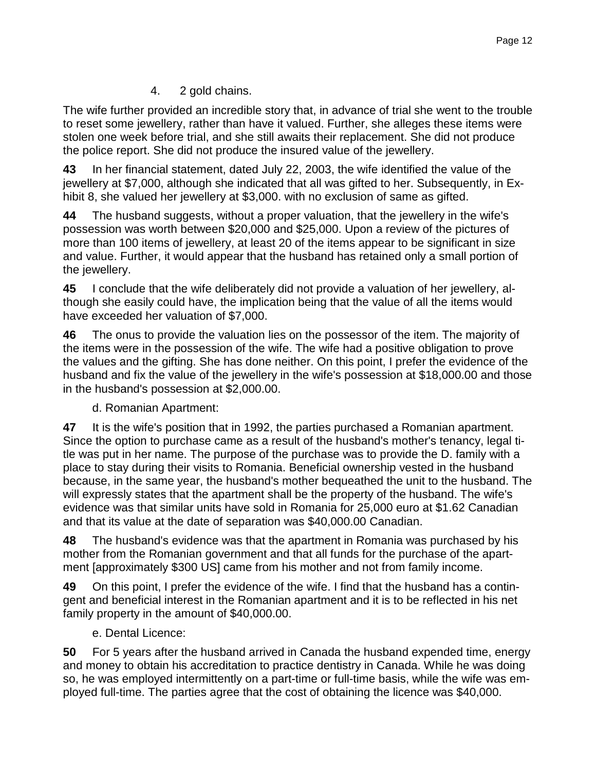4. 2 gold chains.

The wife further provided an incredible story that, in advance of trial she went to the trouble to reset some jewellery, rather than have it valued. Further, she alleges these items were stolen one week before trial, and she still awaits their replacement. She did not produce the police report. She did not produce the insured value of the jewellery.

**43** In her financial statement, dated July 22, 2003, the wife identified the value of the jewellery at $7,000, although she indicated that all was gifted to her. Subsequently, in Exhibit 8, she valued her jewellery at $3,000. with no exclusion of same as gifted.

**44** The husband suggests, without a proper valuation, that the jewellery in the wife's possession was worth between $20,000 and $25,000. Upon a review of the pictures of more than 100 items of jewellery, at least 20 of the items appear to be significant in size and value. Further, it would appear that the husband has retained only a small portion of the jewellery.

**45** I conclude that the wife deliberately did not provide a valuation of her jewellery, although she easily could have, the implication being that the value of all the items would have exceeded her valuation of $7,000.

**46** The onus to provide the valuation lies on the possessor of the item. The majority of the items were in the possession of the wife. The wife had a positive obligation to prove the values and the gifting. She has done neither. On this point, I prefer the evidence of the husband and fix the value of the jewellery in the wife's possession at $18,000.00 and those in the husband's possession at $2,000.00.

d. Romanian Apartment:

**47** It is the wife's position that in 1992, the parties purchased a Romanian apartment. Since the option to purchase came as a result of the husband's mother's tenancy, legal title was put in her name. The purpose of the purchase was to provide the D. family with a place to stay during their visits to Romania. Beneficial ownership vested in the husband because, in the same year, the husband's mother bequeathed the unit to the husband. The will expressly states that the apartment shall be the property of the husband. The wife's evidence was that similar units have sold in Romania for 25,000 euro at $1.62 Canadian and that its value at the date of separation was $40,000.00 Canadian.

**48** The husband's evidence was that the apartment in Romania was purchased by his mother from the Romanian government and that all funds for the purchase of the apartment [approximately $300 US] came from his mother and not from family income.

**49** On this point, I prefer the evidence of the wife. I find that the husband has a contingent and beneficial interest in the Romanian apartment and it is to be reflected in his net family property in the amount of $40,000.00.

e. Dental Licence:

**50** For 5 years after the husband arrived in Canada the husband expended time, energy and money to obtain his accreditation to practice dentistry in Canada. While he was doing so, he was employed intermittently on a part-time or full-time basis, while the wife was employed full-time. The parties agree that the cost of obtaining the licence was $40,000.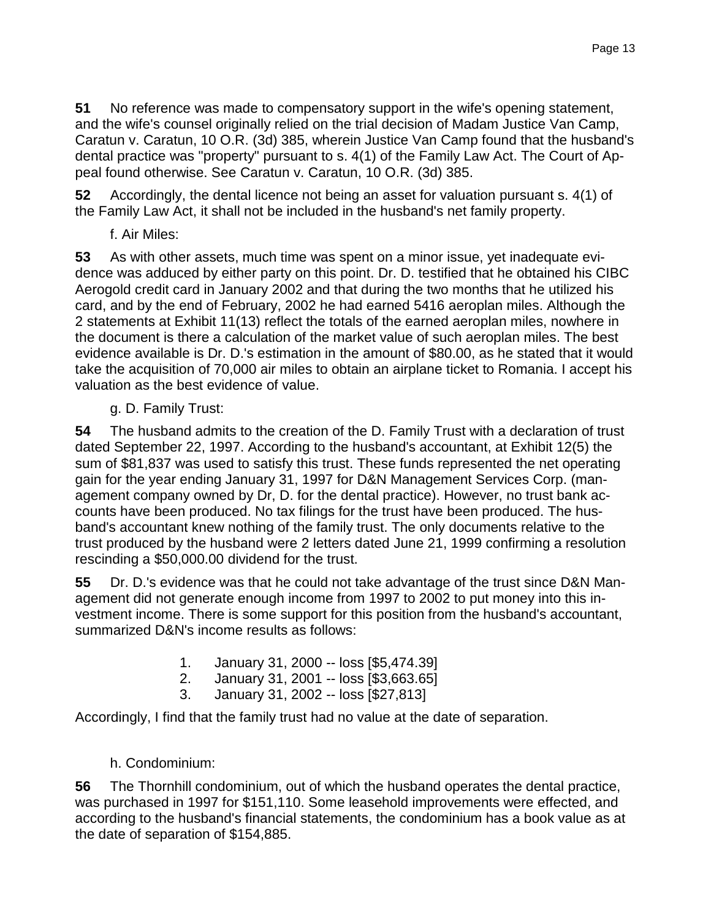**51** No reference was made to compensatory support in the wife's opening statement, and the wife's counsel originally relied on the trial decision of Madam Justice Van Camp, Caratun v. Caratun, 10 O.R. (3d) 385, wherein Justice Van Camp found that the husband's dental practice was "property" pursuant to s. 4(1) of the Family Law Act. The Court of Appeal found otherwise. See Caratun v. Caratun, 10 O.R. (3d) 385.

**52** Accordingly, the dental licence not being an asset for valuation pursuant s. 4(1) of the Family Law Act, it shall not be included in the husband's net family property.

f. Air Miles:

**53** As with other assets, much time was spent on a minor issue, yet inadequate evidence was adduced by either party on this point. Dr. D. testified that he obtained his CIBC Aerogold credit card in January 2002 and that during the two months that he utilized his card, and by the end of February, 2002 he had earned 5416 aeroplan miles. Although the 2 statements at Exhibit 11(13) reflect the totals of the earned aeroplan miles, nowhere in the document is there a calculation of the market value of such aeroplan miles. The best evidence available is Dr. D.'s estimation in the amount of $80.00, as he stated that it would take the acquisition of 70,000 air miles to obtain an airplane ticket to Romania. I accept his valuation as the best evidence of value.

g. D. Family Trust:

**54** The husband admits to the creation of the D. Family Trust with a declaration of trust dated September 22, 1997. According to the husband's accountant, at Exhibit 12(5) the sum of $81,837 was used to satisfy this trust. These funds represented the net operating gain for the year ending January 31, 1997 for D&N Management Services Corp. (management company owned by Dr, D. for the dental practice). However, no trust bank accounts have been produced. No tax filings for the trust have been produced. The husband's accountant knew nothing of the family trust. The only documents relative to the trust produced by the husband were 2 letters dated June 21, 1999 confirming a resolution rescinding a $50,000.00 dividend for the trust.

**55** Dr. D.'s evidence was that he could not take advantage of the trust since D&N Management did not generate enough income from 1997 to 2002 to put money into this investment income. There is some support for this position from the husband's accountant, summarized D&N's income results as follows:

1. January 31, 2000 -- loss [$5,474.39]
2. January 31, 2001 -- loss [$3,663.65]
3. January 31, 2002 -- loss [$27,813]

Accordingly, I find that the family trust had no value at the date of separation.

h. Condominium:

**56** The Thornhill condominium, out of which the husband operates the dental practice, was purchased in 1997 for $151,110. Some leasehold improvements were effected, and according to the husband's financial statements, the condominium has a book value as at the date of separation of $154,885.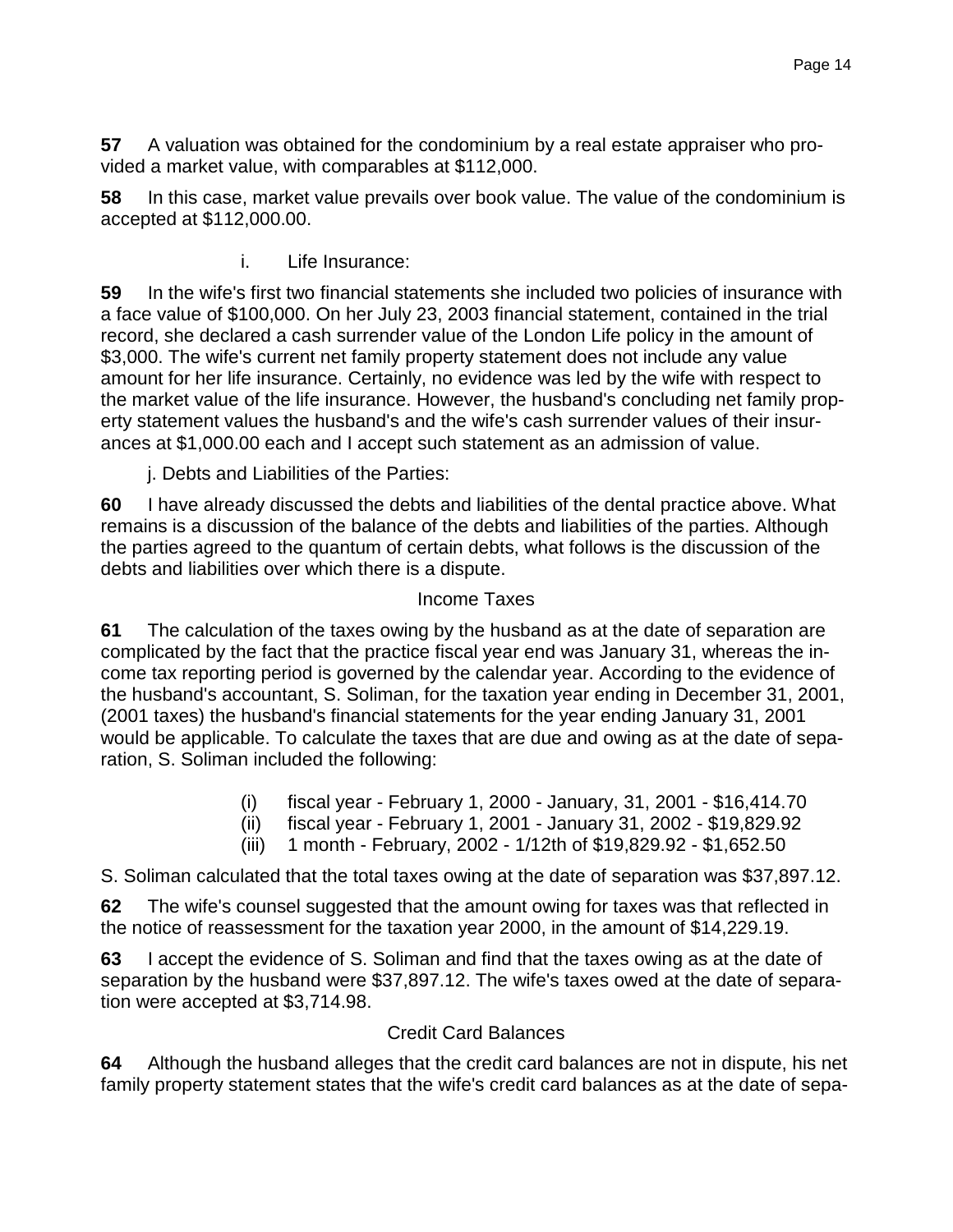**57** A valuation was obtained for the condominium by a real estate appraiser who provided a market value, with comparables at $112,000.

**58** In this case, market value prevails over book value. The value of the condominium is accepted at $112,000.00.

i. Life Insurance:

**59** In the wife's first two financial statements she included two policies of insurance with a face value of $100,000. On her July 23, 2003 financial statement, contained in the trial record, she declared a cash surrender value of the London Life policy in the amount of $3,000. The wife's current net family property statement does not include any value amount for her life insurance. Certainly, no evidence was led by the wife with respect to the market value of the life insurance. However, the husband's concluding net family property statement values the husband's and the wife's cash surrender values of their insurances at $1,000.00 each and I accept such statement as an admission of value.

j. Debts and Liabilities of the Parties:

**60** I have already discussed the debts and liabilities of the dental practice above. What remains is a discussion of the balance of the debts and liabilities of the parties. Although the parties agreed to the quantum of certain debts, what follows is the discussion of the debts and liabilities over which there is a dispute.

Income Taxes

**61** The calculation of the taxes owing by the husband as at the date of separation are complicated by the fact that the practice fiscal year end was January 31, whereas the income tax reporting period is governed by the calendar year. According to the evidence of the husband's accountant, S. Soliman, for the taxation year ending in December 31, 2001, (2001 taxes) the husband's financial statements for the year ending January 31, 2001 would be applicable. To calculate the taxes that are due and owing as at the date of separation, S. Soliman included the following:

(i) fiscal year - February 1, 2000 - January, 31, 2001 - $16,414.70
(ii) fiscal year - February 1, 2001 - January 31, 2002 - $19,829.92
(iii) 1 month - February, 2002 - 1/12th of $19,829.92 - $1,652.50

S. Soliman calculated that the total taxes owing at the date of separation was $37,897.12.

**62** The wife's counsel suggested that the amount owing for taxes was that reflected in the notice of reassessment for the taxation year 2000, in the amount of $14,229.19.

**63** I accept the evidence of S. Soliman and find that the taxes owing as at the date of separation by the husband were $37,897.12. The wife's taxes owed at the date of separation were accepted at $3,714.98.

Credit Card Balances

**64** Although the husband alleges that the credit card balances are not in dispute, his net family property statement states that the wife's credit card balances as at the date of sepa-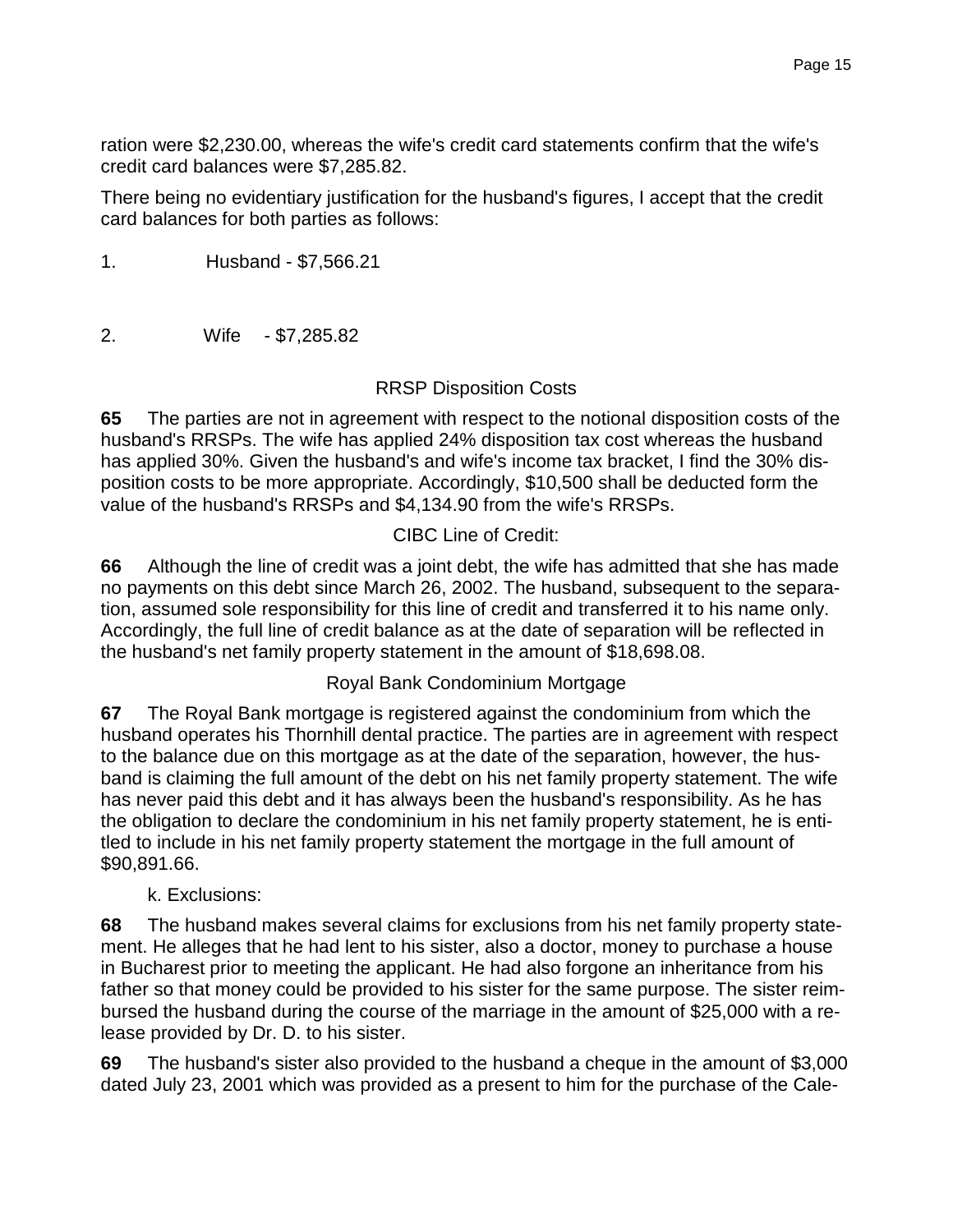ration were $2,230.00, whereas the wife's credit card statements confirm that the wife's credit card balances were $7,285.82.

There being no evidentiary justification for the husband's figures, I accept that the credit card balances for both parties as follows:

1. Husband - $7,566.21

2. Wife - $7,285.82

RRSP Disposition Costs

**65** The parties are not in agreement with respect to the notional disposition costs of the husband's RRSPs. The wife has applied 24% disposition tax cost whereas the husband has applied 30%. Given the husband's and wife's income tax bracket, I find the 30% disposition costs to be more appropriate. Accordingly, $10,500 shall be deducted form the value of the husband's RRSPs and $4,134.90 from the wife's RRSPs.

CIBC Line of Credit:

**66** Although the line of credit was a joint debt, the wife has admitted that she has made no payments on this debt since March 26, 2002. The husband, subsequent to the separation, assumed sole responsibility for this line of credit and transferred it to his name only. Accordingly, the full line of credit balance as at the date of separation will be reflected in the husband's net family property statement in the amount of $18,698.08.

Royal Bank Condominium Mortgage

**67** The Royal Bank mortgage is registered against the condominium from which the husband operates his Thornhill dental practice. The parties are in agreement with respect to the balance due on this mortgage as at the date of the separation, however, the husband is claiming the full amount of the debt on his net family property statement. The wife has never paid this debt and it has always been the husband's responsibility. As he has the obligation to declare the condominium in his net family property statement, he is entitled to include in his net family property statement the mortgage in the full amount of $90,891.66.

k. Exclusions:

**68** The husband makes several claims for exclusions from his net family property statement. He alleges that he had lent to his sister, also a doctor, money to purchase a house in Bucharest prior to meeting the applicant. He had also forgone an inheritance from his father so that money could be provided to his sister for the same purpose. The sister reimbursed the husband during the course of the marriage in the amount of $25,000 with a release provided by Dr. D. to his sister.

**69** The husband's sister also provided to the husband a cheque in the amount of $3,000 dated July 23, 2001 which was provided as a present to him for the purchase of the Cale-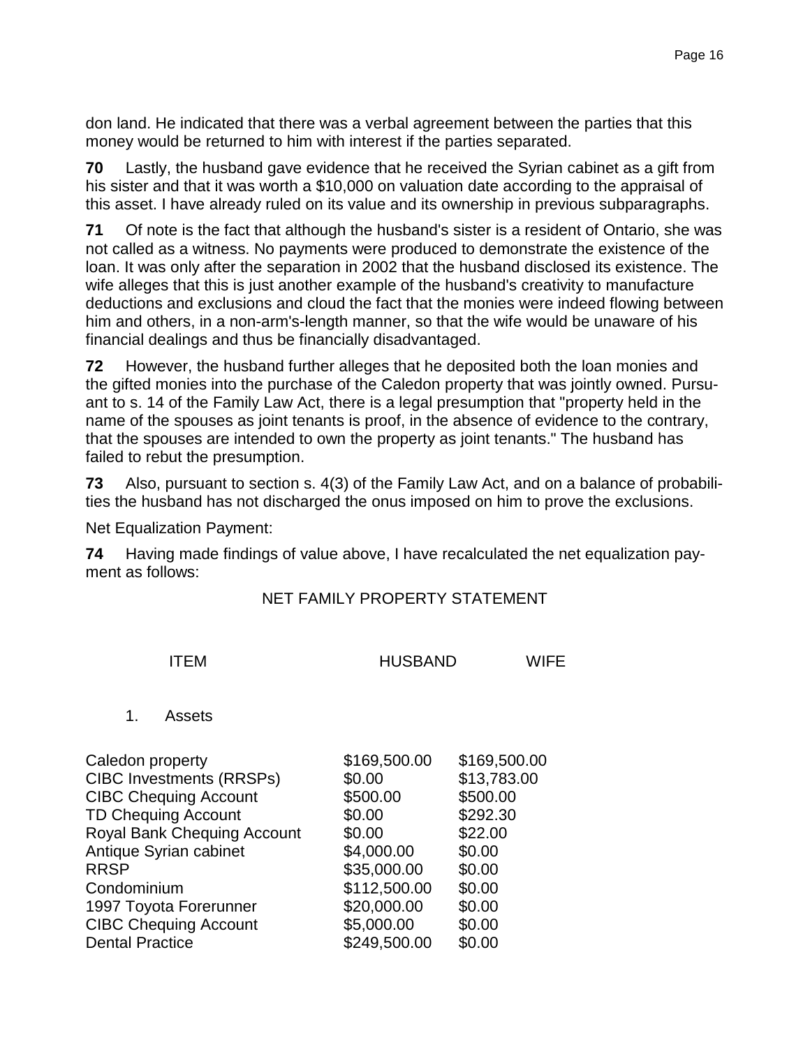don land. He indicated that there was a verbal agreement between the parties that this money would be returned to him with interest if the parties separated.

**70** Lastly, the husband gave evidence that he received the Syrian cabinet as a gift from his sister and that it was worth a $10,000 on valuation date according to the appraisal of this asset. I have already ruled on its value and its ownership in previous subparagraphs.

**71** Of note is the fact that although the husband's sister is a resident of Ontario, she was not called as a witness. No payments were produced to demonstrate the existence of the loan. It was only after the separation in 2002 that the husband disclosed its existence. The wife alleges that this is just another example of the husband's creativity to manufacture deductions and exclusions and cloud the fact that the monies were indeed flowing between him and others, in a non-arm's-length manner, so that the wife would be unaware of his financial dealings and thus be financially disadvantaged.

**72** However, the husband further alleges that he deposited both the loan monies and the gifted monies into the purchase of the Caledon property that was jointly owned. Pursuant to s. 14 of the Family Law Act, there is a legal presumption that "property held in the name of the spouses as joint tenants is proof, in the absence of evidence to the contrary, that the spouses are intended to own the property as joint tenants." The husband has failed to rebut the presumption.

**73** Also, pursuant to section s. 4(3) of the Family Law Act, and on a balance of probabilities the husband has not discharged the onus imposed on him to prove the exclusions.

Net Equalization Payment:

**74** Having made findings of value above, I have recalculated the net equalization payment as follows:

NET FAMILY PROPERTY STATEMENT

| ITEM | HUSBAND | WIFE |
|---|---|---|
| 1. Assets | | |
| Caledon property | $169,500.00 | $169,500.00 |
| CIBC Investments (RRSPs) | $0.00 | $13,783.00 |
| CIBC Chequing Account | $500.00 | $500.00 |
| TD Chequing Account | $0.00 | $292.30 |
| Royal Bank Chequing Account | $0.00 | $22.00 |
| Antique Syrian cabinet | $4,000.00 | $0.00 |
| RRSP | $35,000.00 | $0.00 |
| Condominium | $112,500.00 | $0.00 |
| 1997 Toyota Forerunner | $20,000.00 | $0.00 |
| CIBC Chequing Account | $5,000.00 | $0.00 |
| Dental Practice | $249,500.00 | $0.00 |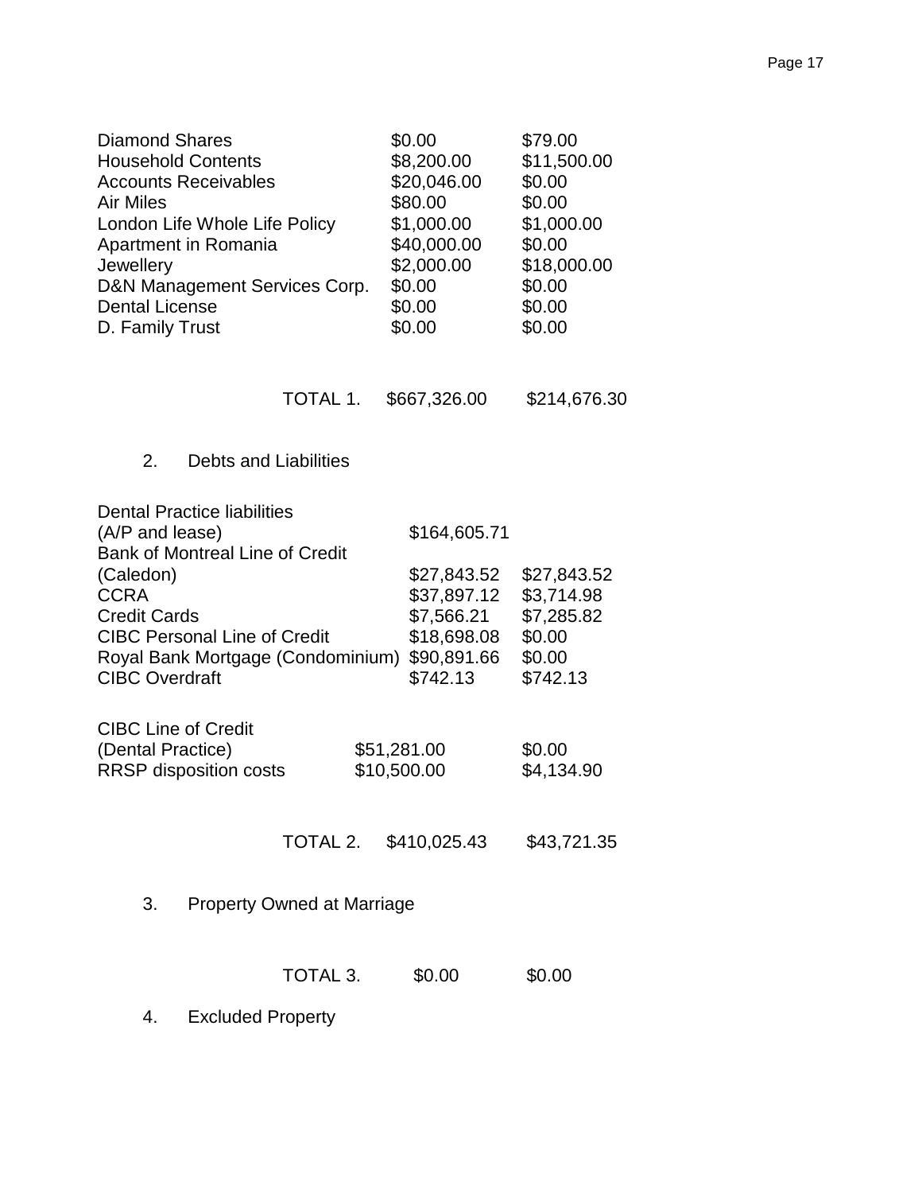| | | |
|---|---|---|
| Diamond Shares | $0.00 | $79.00 |
| Household Contents | $8,200.00 | $11,500.00 |
| Accounts Receivables | $20,046.00 | $0.00 |
| Air Miles | $80.00 | $0.00 |
| London Life Whole Life Policy | $1,000.00 | $1,000.00 |
| Apartment in Romania | $40,000.00 | $0.00 |
| Jewellery | $2,000.00 | $18,000.00 |
| D&N Management Services Corp. | $0.00 | $0.00 |
| Dental License | $0.00 | $0.00 |
| D. Family Trust | $0.00 | $0.00 |
| TOTAL 1. | $667,326.00 | $214,676.30 |

2. Debts and Liabilities

| | | |
|---|---|---|
| Dental Practice liabilities (A/P and lease) | $164,605.71 | |
| Bank of Montreal Line of Credit (Caledon) | $27,843.52 | $27,843.52 |
| CCRA | $37,897.12 | $3,714.98 |
| Credit Cards | $7,566.21 | $7,285.82 |
| CIBC Personal Line of Credit | $18,698.08 | $0.00 |
| Royal Bank Mortgage (Condominium) | $90,891.66 | $0.00 |
| CIBC Overdraft | $742.13 | $742.13 |
| CIBC Line of Credit (Dental Practice) | $51,281.00 | $0.00 |
| RRSP disposition costs | $10,500.00 | $4,134.90 |
| TOTAL 2. | $410,025.43 | $43,721.35 |

3. Property Owned at Marriage

| | | |
|---|---|---|
| TOTAL 3. | $0.00 | $0.00 |

4. Excluded Property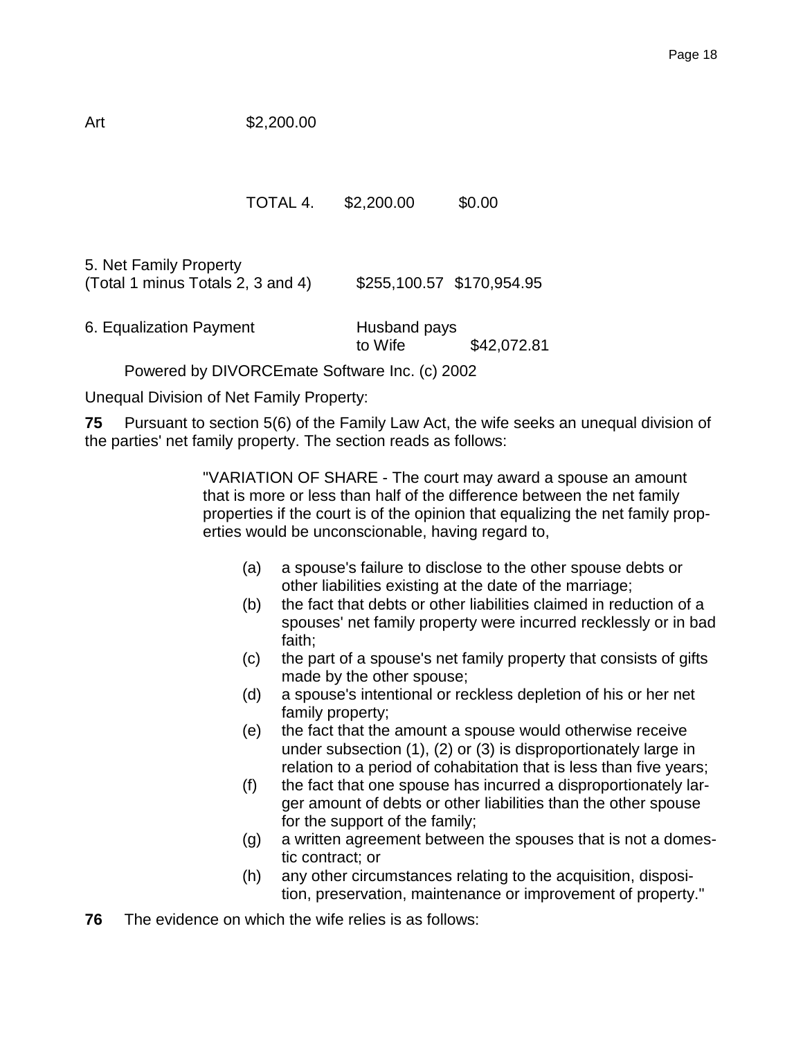| | | | |
|---|---|---|---|
| Art | $2,200.00 | | |
| | TOTAL 4. | $2,200.00 | $0.00 |
| 5. Net Family Property (Total 1 minus Totals 2, 3 and 4) | | $255,100.57 | $170,954.95 |
| 6. Equalization Payment | | Husband pays to Wife | $42,072.81 |

Powered by DIVORCEmate Software Inc. (c) 2002

Unequal Division of Net Family Property:

**75** Pursuant to section 5(6) of the Family Law Act, the wife seeks an unequal division of the parties' net family property. The section reads as follows:

> "VARIATION OF SHARE - The court may award a spouse an amount that is more or less than half of the difference between the net family properties if the court is of the opinion that equalizing the net family properties would be unconscionable, having regard to,
>
> (a) a spouse's failure to disclose to the other spouse debts or other liabilities existing at the date of the marriage;
> (b) the fact that debts or other liabilities claimed in reduction of a spouses' net family property were incurred recklessly or in bad faith;
> (c) the part of a spouse's net family property that consists of gifts made by the other spouse;
> (d) a spouse's intentional or reckless depletion of his or her net family property;
> (e) the fact that the amount a spouse would otherwise receive under subsection (1), (2) or (3) is disproportionately large in relation to a period of cohabitation that is less than five years;
> (f) the fact that one spouse has incurred a disproportionately larger amount of debts or other liabilities than the other spouse for the support of the family;
> (g) a written agreement between the spouses that is not a domestic contract; or
> (h) any other circumstances relating to the acquisition, disposition, preservation, maintenance or improvement of property."

**76** The evidence on which the wife relies is as follows: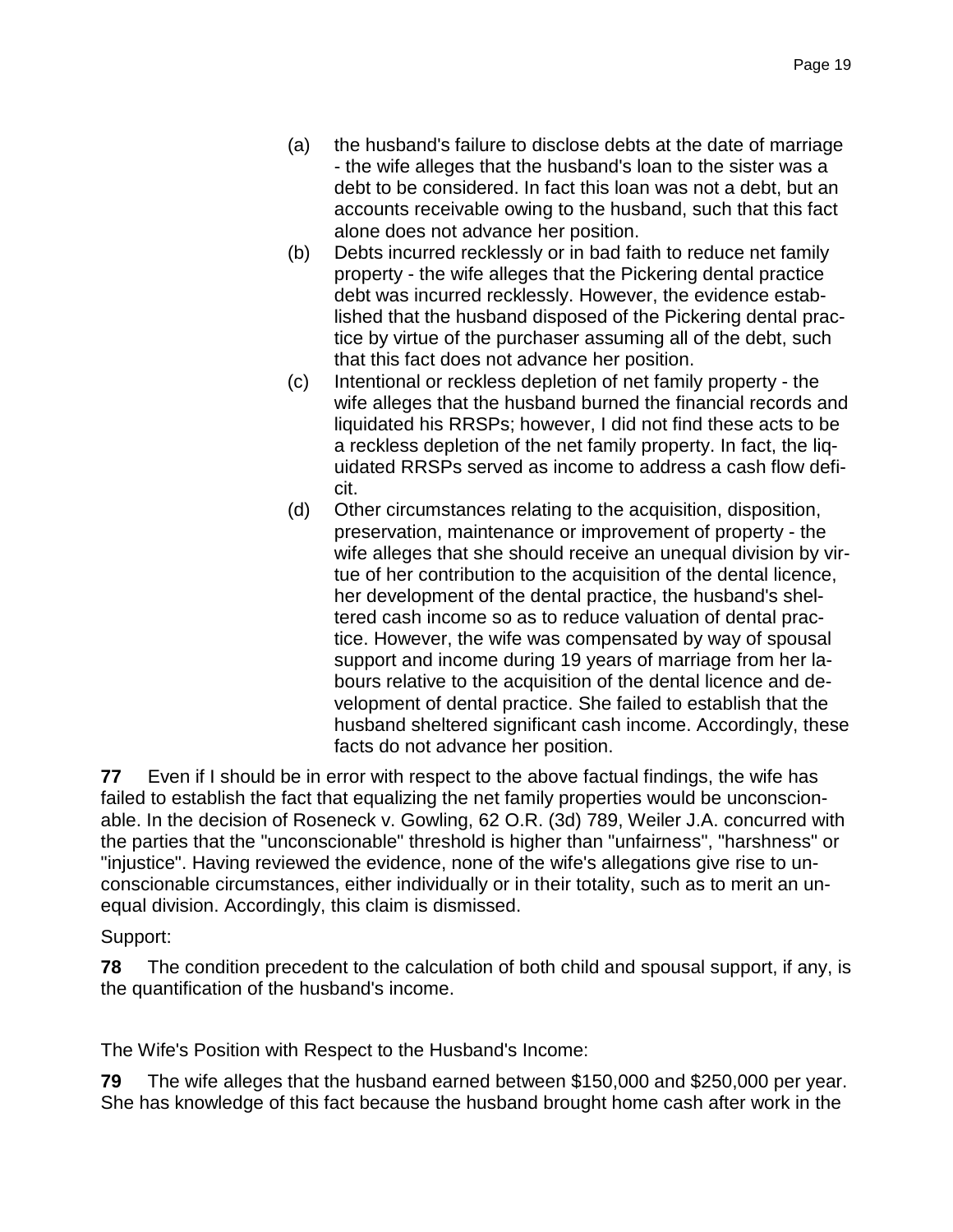(a) the husband's failure to disclose debts at the date of marriage - the wife alleges that the husband's loan to the sister was a debt to be considered. In fact this loan was not a debt, but an accounts receivable owing to the husband, such that this fact alone does not advance her position.

(b) Debts incurred recklessly or in bad faith to reduce net family property - the wife alleges that the Pickering dental practice debt was incurred recklessly. However, the evidence established that the husband disposed of the Pickering dental practice by virtue of the purchaser assuming all of the debt, such that this fact does not advance her position.

(c) Intentional or reckless depletion of net family property - the wife alleges that the husband burned the financial records and liquidated his RRSPs; however, I did not find these acts to be a reckless depletion of the net family property. In fact, the liquidated RRSPs served as income to address a cash flow deficit.

(d) Other circumstances relating to the acquisition, disposition, preservation, maintenance or improvement of property - the wife alleges that she should receive an unequal division by virtue of her contribution to the acquisition of the dental licence, her development of the dental practice, the husband's sheltered cash income so as to reduce valuation of dental practice. However, the wife was compensated by way of spousal support and income during 19 years of marriage from her labours relative to the acquisition of the dental licence and development of dental practice. She failed to establish that the husband sheltered significant cash income. Accordingly, these facts do not advance her position.

**77** Even if I should be in error with respect to the above factual findings, the wife has failed to establish the fact that equalizing the net family properties would be unconscionable. In the decision of Roseneck v. Gowling, 62 O.R. (3d) 789, Weiler J.A. concurred with the parties that the "unconscionable" threshold is higher than "unfairness", "harshness" or "injustice". Having reviewed the evidence, none of the wife's allegations give rise to unconscionable circumstances, either individually or in their totality, such as to merit an unequal division. Accordingly, this claim is dismissed.

Support:

**78** The condition precedent to the calculation of both child and spousal support, if any, is the quantification of the husband's income.

The Wife's Position with Respect to the Husband's Income:

**79** The wife alleges that the husband earned between $150,000 and $250,000 per year. She has knowledge of this fact because the husband brought home cash after work in the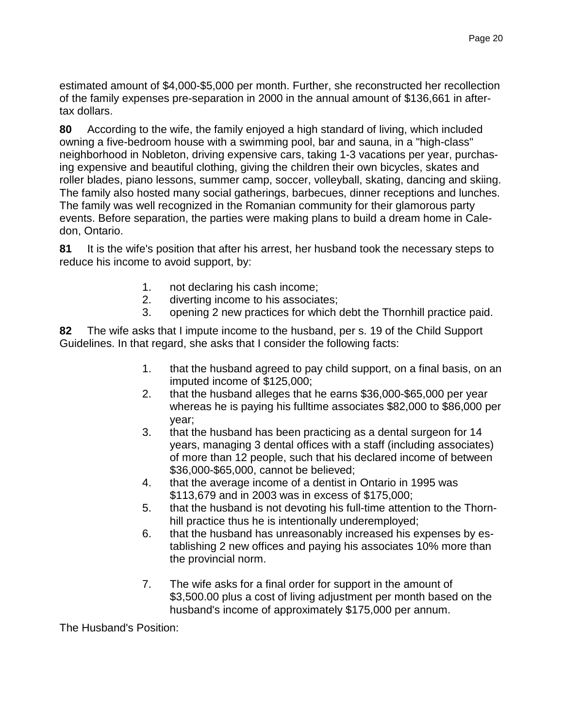estimated amount of $4,000-$5,000 per month. Further, she reconstructed her recollection of the family expenses pre-separation in 2000 in the annual amount of $136,661 in after-tax dollars.

**80** According to the wife, the family enjoyed a high standard of living, which included owning a five-bedroom house with a swimming pool, bar and sauna, in a "high-class" neighborhood in Nobleton, driving expensive cars, taking 1-3 vacations per year, purchasing expensive and beautiful clothing, giving the children their own bicycles, skates and roller blades, piano lessons, summer camp, soccer, volleyball, skating, dancing and skiing. The family also hosted many social gatherings, barbecues, dinner receptions and lunches. The family was well recognized in the Romanian community for their glamorous party events. Before separation, the parties were making plans to build a dream home in Caledon, Ontario.

**81** It is the wife's position that after his arrest, her husband took the necessary steps to reduce his income to avoid support, by:

1. not declaring his cash income;
2. diverting income to his associates;
3. opening 2 new practices for which debt the Thornhill practice paid.

**82** The wife asks that I impute income to the husband, per s. 19 of the Child Support Guidelines. In that regard, she asks that I consider the following facts:

1. that the husband agreed to pay child support, on a final basis, on an imputed income of $125,000;
2. that the husband alleges that he earns $36,000-$65,000 per year whereas he is paying his fulltime associates $82,000 to $86,000 per year;
3. that the husband has been practicing as a dental surgeon for 14 years, managing 3 dental offices with a staff (including associates) of more than 12 people, such that his declared income of between $36,000-$65,000, cannot be believed;
4. that the average income of a dentist in Ontario in 1995 was $113,679 and in 2003 was in excess of $175,000;
5. that the husband is not devoting his full-time attention to the Thornhill practice thus he is intentionally underemployed;
6. that the husband has unreasonably increased his expenses by establishing 2 new offices and paying his associates 10% more than the provincial norm.
7. The wife asks for a final order for support in the amount of $3,500.00 plus a cost of living adjustment per month based on the husband's income of approximately $175,000 per annum.

The Husband's Position: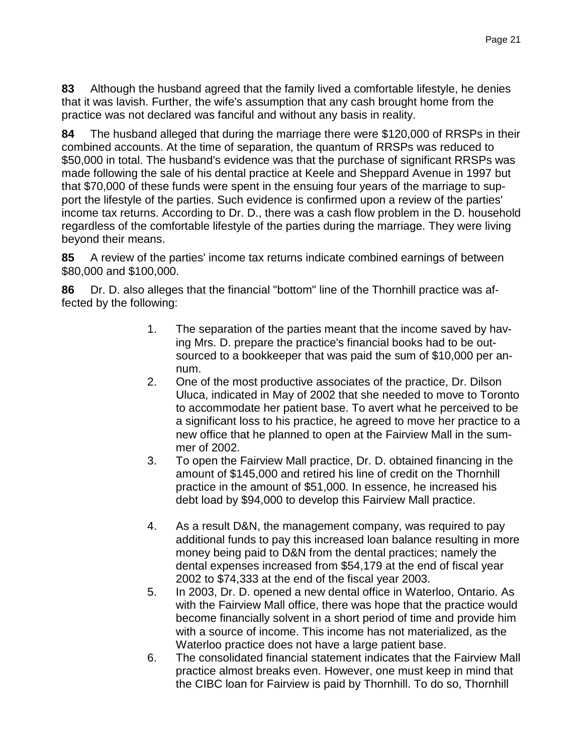**83** Although the husband agreed that the family lived a comfortable lifestyle, he denies that it was lavish. Further, the wife's assumption that any cash brought home from the practice was not declared was fanciful and without any basis in reality.

**84** The husband alleged that during the marriage there were $120,000 of RRSPs in their combined accounts. At the time of separation, the quantum of RRSPs was reduced to $50,000 in total. The husband's evidence was that the purchase of significant RRSPs was made following the sale of his dental practice at Keele and Sheppard Avenue in 1997 but that $70,000 of these funds were spent in the ensuing four years of the marriage to support the lifestyle of the parties. Such evidence is confirmed upon a review of the parties' income tax returns. According to Dr. D., there was a cash flow problem in the D. household regardless of the comfortable lifestyle of the parties during the marriage. They were living beyond their means.

**85** A review of the parties' income tax returns indicate combined earnings of between $80,000 and $100,000.

**86** Dr. D. also alleges that the financial "bottom" line of the Thornhill practice was affected by the following:

1. The separation of the parties meant that the income saved by having Mrs. D. prepare the practice's financial books had to be outsourced to a bookkeeper that was paid the sum of $10,000 per annum.
2. One of the most productive associates of the practice, Dr. Dilson Uluca, indicated in May of 2002 that she needed to move to Toronto to accommodate her patient base. To avert what he perceived to be a significant loss to his practice, he agreed to move her practice to a new office that he planned to open at the Fairview Mall in the summer of 2002.
3. To open the Fairview Mall practice, Dr. D. obtained financing in the amount of $145,000 and retired his line of credit on the Thornhill practice in the amount of $51,000. In essence, he increased his debt load by $94,000 to develop this Fairview Mall practice.
4. As a result D&N, the management company, was required to pay additional funds to pay this increased loan balance resulting in more money being paid to D&N from the dental practices; namely the dental expenses increased from $54,179 at the end of fiscal year 2002 to $74,333 at the end of the fiscal year 2003.
5. In 2003, Dr. D. opened a new dental office in Waterloo, Ontario. As with the Fairview Mall office, there was hope that the practice would become financially solvent in a short period of time and provide him with a source of income. This income has not materialized, as the Waterloo practice does not have a large patient base.
6. The consolidated financial statement indicates that the Fairview Mall practice almost breaks even. However, one must keep in mind that the CIBC loan for Fairview is paid by Thornhill. To do so, Thornhill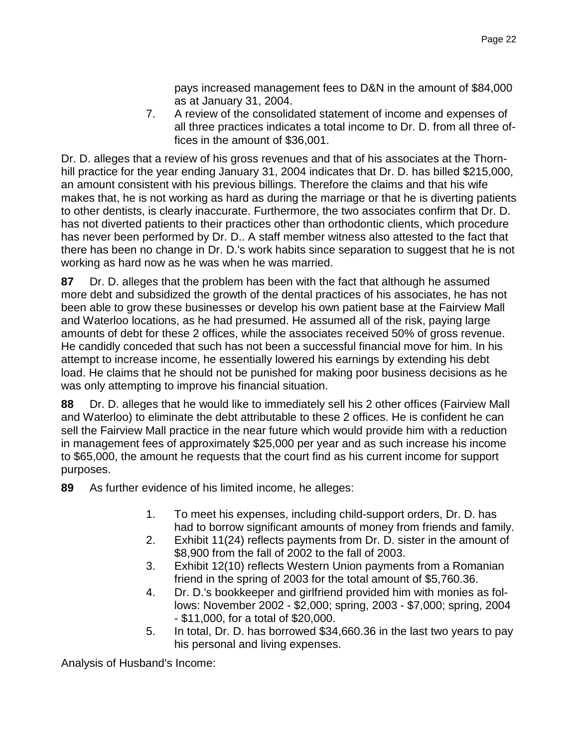pays increased management fees to D&N in the amount of $84,000 as at January 31, 2004.

7. A review of the consolidated statement of income and expenses of all three practices indicates a total income to Dr. D. from all three offices in the amount of $36,001.

Dr. D. alleges that a review of his gross revenues and that of his associates at the Thornhill practice for the year ending January 31, 2004 indicates that Dr. D. has billed $215,000, an amount consistent with his previous billings. Therefore the claims and that his wife makes that, he is not working as hard as during the marriage or that he is diverting patients to other dentists, is clearly inaccurate. Furthermore, the two associates confirm that Dr. D. has not diverted patients to their practices other than orthodontic clients, which procedure has never been performed by Dr. D.. A staff member witness also attested to the fact that there has been no change in Dr. D.'s work habits since separation to suggest that he is not working as hard now as he was when he was married.

**87** Dr. D. alleges that the problem has been with the fact that although he assumed more debt and subsidized the growth of the dental practices of his associates, he has not been able to grow these businesses or develop his own patient base at the Fairview Mall and Waterloo locations, as he had presumed. He assumed all of the risk, paying large amounts of debt for these 2 offices, while the associates received 50% of gross revenue. He candidly conceded that such has not been a successful financial move for him. In his attempt to increase income, he essentially lowered his earnings by extending his debt load. He claims that he should not be punished for making poor business decisions as he was only attempting to improve his financial situation.

**88** Dr. D. alleges that he would like to immediately sell his 2 other offices (Fairview Mall and Waterloo) to eliminate the debt attributable to these 2 offices. He is confident he can sell the Fairview Mall practice in the near future which would provide him with a reduction in management fees of approximately $25,000 per year and as such increase his income to $65,000, the amount he requests that the court find as his current income for support purposes.

**89** As further evidence of his limited income, he alleges:

1. To meet his expenses, including child-support orders, Dr. D. has had to borrow significant amounts of money from friends and family.
2. Exhibit 11(24) reflects payments from Dr. D. sister in the amount of $8,900 from the fall of 2002 to the fall of 2003.
3. Exhibit 12(10) reflects Western Union payments from a Romanian friend in the spring of 2003 for the total amount of $5,760.36.
4. Dr. D.'s bookkeeper and girlfriend provided him with monies as follows: November 2002 - $2,000; spring, 2003 - $7,000; spring, 2004 - $11,000, for a total of $20,000.
5. In total, Dr. D. has borrowed $34,660.36 in the last two years to pay his personal and living expenses.

Analysis of Husband's Income: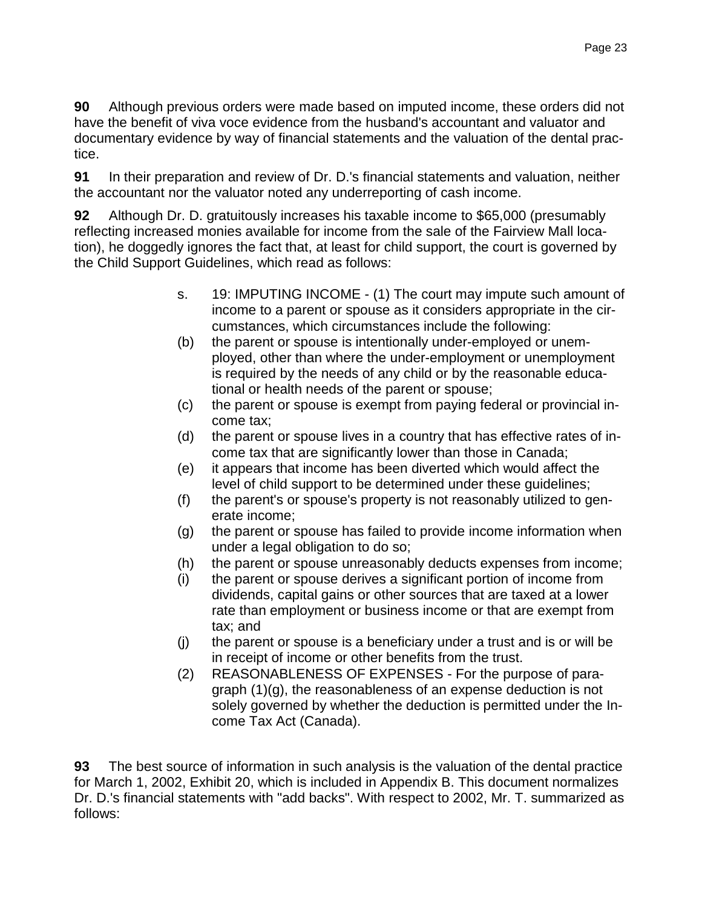**90** Although previous orders were made based on imputed income, these orders did not have the benefit of viva voce evidence from the husband's accountant and valuator and documentary evidence by way of financial statements and the valuation of the dental practice.

**91** In their preparation and review of Dr. D.'s financial statements and valuation, neither the accountant nor the valuator noted any underreporting of cash income.

**92** Although Dr. D. gratuitously increases his taxable income to $65,000 (presumably reflecting increased monies available for income from the sale of the Fairview Mall location), he doggedly ignores the fact that, at least for child support, the court is governed by the Child Support Guidelines, which read as follows:

> s. 19: IMPUTING INCOME - (1) The court may impute such amount of income to a parent or spouse as it considers appropriate in the circumstances, which circumstances include the following:
>
> (b) the parent or spouse is intentionally under-employed or unemployed, other than where the under-employment or unemployment is required by the needs of any child or by the reasonable educational or health needs of the parent or spouse;
>
> (c) the parent or spouse is exempt from paying federal or provincial income tax;
>
> (d) the parent or spouse lives in a country that has effective rates of income tax that are significantly lower than those in Canada;
>
> (e) it appears that income has been diverted which would affect the level of child support to be determined under these guidelines;
>
> (f) the parent's or spouse's property is not reasonably utilized to generate income;
>
> (g) the parent or spouse has failed to provide income information when under a legal obligation to do so;
>
> (h) the parent or spouse unreasonably deducts expenses from income;
>
> (i) the parent or spouse derives a significant portion of income from dividends, capital gains or other sources that are taxed at a lower rate than employment or business income or that are exempt from tax; and
>
> (j) the parent or spouse is a beneficiary under a trust and is or will be in receipt of income or other benefits from the trust.
>
> (2) REASONABLENESS OF EXPENSES - For the purpose of paragraph (1)(g), the reasonableness of an expense deduction is not solely governed by whether the deduction is permitted under the Income Tax Act (Canada).

**93** The best source of information in such analysis is the valuation of the dental practice for March 1, 2002, Exhibit 20, which is included in Appendix B. This document normalizes Dr. D.'s financial statements with "add backs". With respect to 2002, Mr. T. summarized as follows: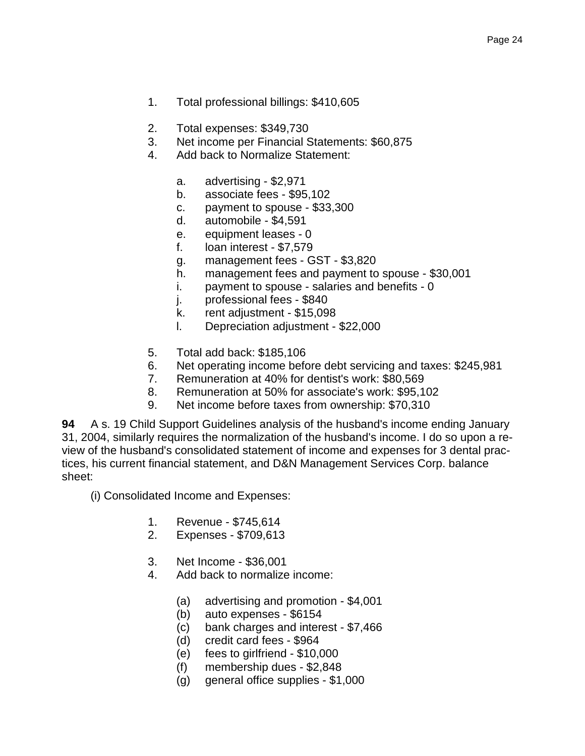1. Total professional billings: $410,605
2. Total expenses: $349,730
3. Net income per Financial Statements: $60,875
4. Add back to Normalize Statement:

    a. advertising - $2,971
    b. associate fees - $95,102
    c. payment to spouse - $33,300
    d. automobile - $4,591
    e. equipment leases - 0
    f. loan interest - $7,579
    g. management fees - GST - $3,820
    h. management fees and payment to spouse - $30,001
    i. payment to spouse - salaries and benefits - 0
    j. professional fees - $840
    k. rent adjustment - $15,098
    l. Depreciation adjustment - $22,000

5. Total add back: $185,106
6. Net operating income before debt servicing and taxes: $245,981
7. Remuneration at 40% for dentist's work: $80,569
8. Remuneration at 50% for associate's work: $95,102
9. Net income before taxes from ownership: $70,310

**94** A s. 19 Child Support Guidelines analysis of the husband's income ending January 31, 2004, similarly requires the normalization of the husband's income. I do so upon a review of the husband's consolidated statement of income and expenses for 3 dental practices, his current financial statement, and D&N Management Services Corp. balance sheet:

(i) Consolidated Income and Expenses:

1. Revenue - $745,614
2. Expenses - $709,613
3. Net Income - $36,001
4. Add back to normalize income:

    (a) advertising and promotion - $4,001
    (b) auto expenses - $6154
    (c) bank charges and interest - $7,466
    (d) credit card fees - $964
    (e) fees to girlfriend - $10,000
    (f) membership dues - $2,848
    (g) general office supplies - $1,000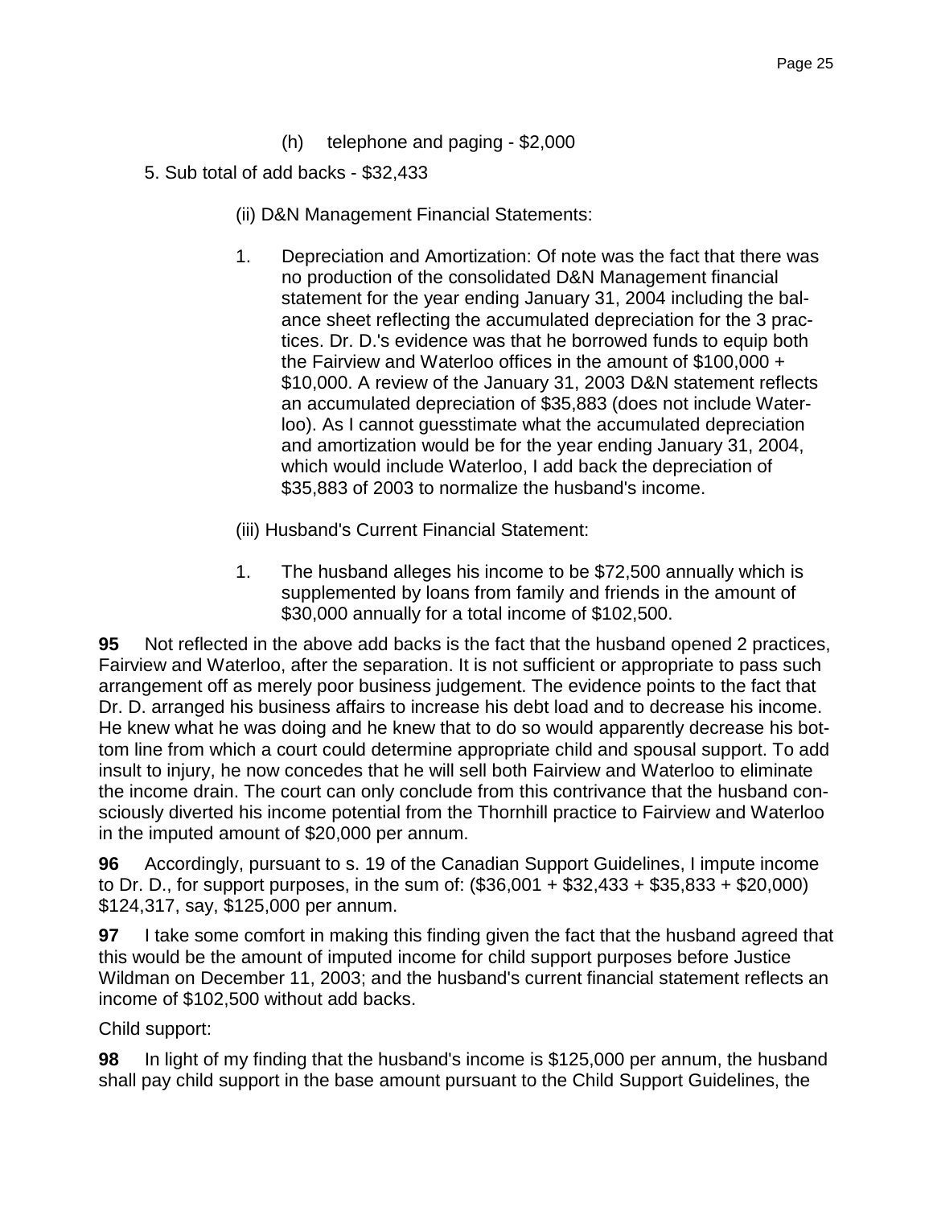(h) telephone and paging - $2,000

5. Sub total of add backs - $32,433

(ii) D&N Management Financial Statements:

1. Depreciation and Amortization: Of note was the fact that there was no production of the consolidated D&N Management financial statement for the year ending January 31, 2004 including the balance sheet reflecting the accumulated depreciation for the 3 practices. Dr. D.'s evidence was that he borrowed funds to equip both the Fairview and Waterloo offices in the amount of $100,000 + $10,000. A review of the January 31, 2003 D&N statement reflects an accumulated depreciation of $35,883 (does not include Waterloo). As I cannot guesstimate what the accumulated depreciation and amortization would be for the year ending January 31, 2004, which would include Waterloo, I add back the depreciation of $35,883 of 2003 to normalize the husband's income.

(iii) Husband's Current Financial Statement:

1. The husband alleges his income to be $72,500 annually which is supplemented by loans from family and friends in the amount of $30,000 annually for a total income of $102,500.

**95** Not reflected in the above add backs is the fact that the husband opened 2 practices, Fairview and Waterloo, after the separation. It is not sufficient or appropriate to pass such arrangement off as merely poor business judgement. The evidence points to the fact that Dr. D. arranged his business affairs to increase his debt load and to decrease his income. He knew what he was doing and he knew that to do so would apparently decrease his bottom line from which a court could determine appropriate child and spousal support. To add insult to injury, he now concedes that he will sell both Fairview and Waterloo to eliminate the income drain. The court can only conclude from this contrivance that the husband consciously diverted his income potential from the Thornhill practice to Fairview and Waterloo in the imputed amount of $20,000 per annum.

**96** Accordingly, pursuant to s. 19 of the Canadian Support Guidelines, I impute income to Dr. D., for support purposes, in the sum of: ($36,001 + $32,433 + $35,833 + $20,000) $124,317, say, $125,000 per annum.

**97** I take some comfort in making this finding given the fact that the husband agreed that this would be the amount of imputed income for child support purposes before Justice Wildman on December 11, 2003; and the husband's current financial statement reflects an income of $102,500 without add backs.

Child support:

**98** In light of my finding that the husband's income is $125,000 per annum, the husband shall pay child support in the base amount pursuant to the Child Support Guidelines, the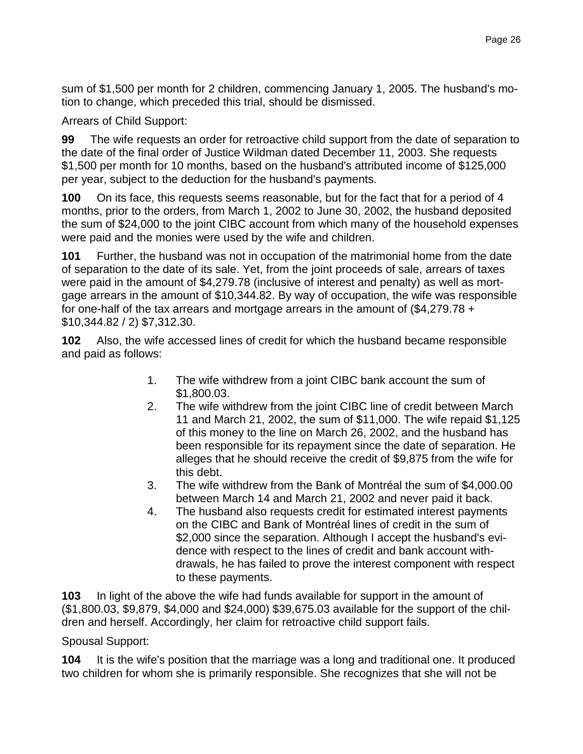sum of $1,500 per month for 2 children, commencing January 1, 2005. The husband's motion to change, which preceded this trial, should be dismissed.

Arrears of Child Support:

**99** The wife requests an order for retroactive child support from the date of separation to the date of the final order of Justice Wildman dated December 11, 2003. She requests $1,500 per month for 10 months, based on the husband's attributed income of $125,000 per year, subject to the deduction for the husband's payments.

**100** On its face, this requests seems reasonable, but for the fact that for a period of 4 months, prior to the orders, from March 1, 2002 to June 30, 2002, the husband deposited the sum of $24,000 to the joint CIBC account from which many of the household expenses were paid and the monies were used by the wife and children.

**101** Further, the husband was not in occupation of the matrimonial home from the date of separation to the date of its sale. Yet, from the joint proceeds of sale, arrears of taxes were paid in the amount of $4,279.78 (inclusive of interest and penalty) as well as mortgage arrears in the amount of $10,344.82. By way of occupation, the wife was responsible for one-half of the tax arrears and mortgage arrears in the amount of ($4,279.78 + $10,344.82 / 2) $7,312.30.

**102** Also, the wife accessed lines of credit for which the husband became responsible and paid as follows:

1. The wife withdrew from a joint CIBC bank account the sum of $1,800.03.
2. The wife withdrew from the joint CIBC line of credit between March 11 and March 21, 2002, the sum of $11,000. The wife repaid $1,125 of this money to the line on March 26, 2002, and the husband has been responsible for its repayment since the date of separation. He alleges that he should receive the credit of $9,875 from the wife for this debt.
3. The wife withdrew from the Bank of Montréal the sum of $4,000.00 between March 14 and March 21, 2002 and never paid it back.
4. The husband also requests credit for estimated interest payments on the CIBC and Bank of Montréal lines of credit in the sum of $2,000 since the separation. Although I accept the husband's evidence with respect to the lines of credit and bank account withdrawals, he has failed to prove the interest component with respect to these payments.

**103** In light of the above the wife had funds available for support in the amount of ($1,800.03, $9,879, $4,000 and $24,000) $39,675.03 available for the support of the children and herself. Accordingly, her claim for retroactive child support fails.

Spousal Support:

**104** It is the wife's position that the marriage was a long and traditional one. It produced two children for whom she is primarily responsible. She recognizes that she will not be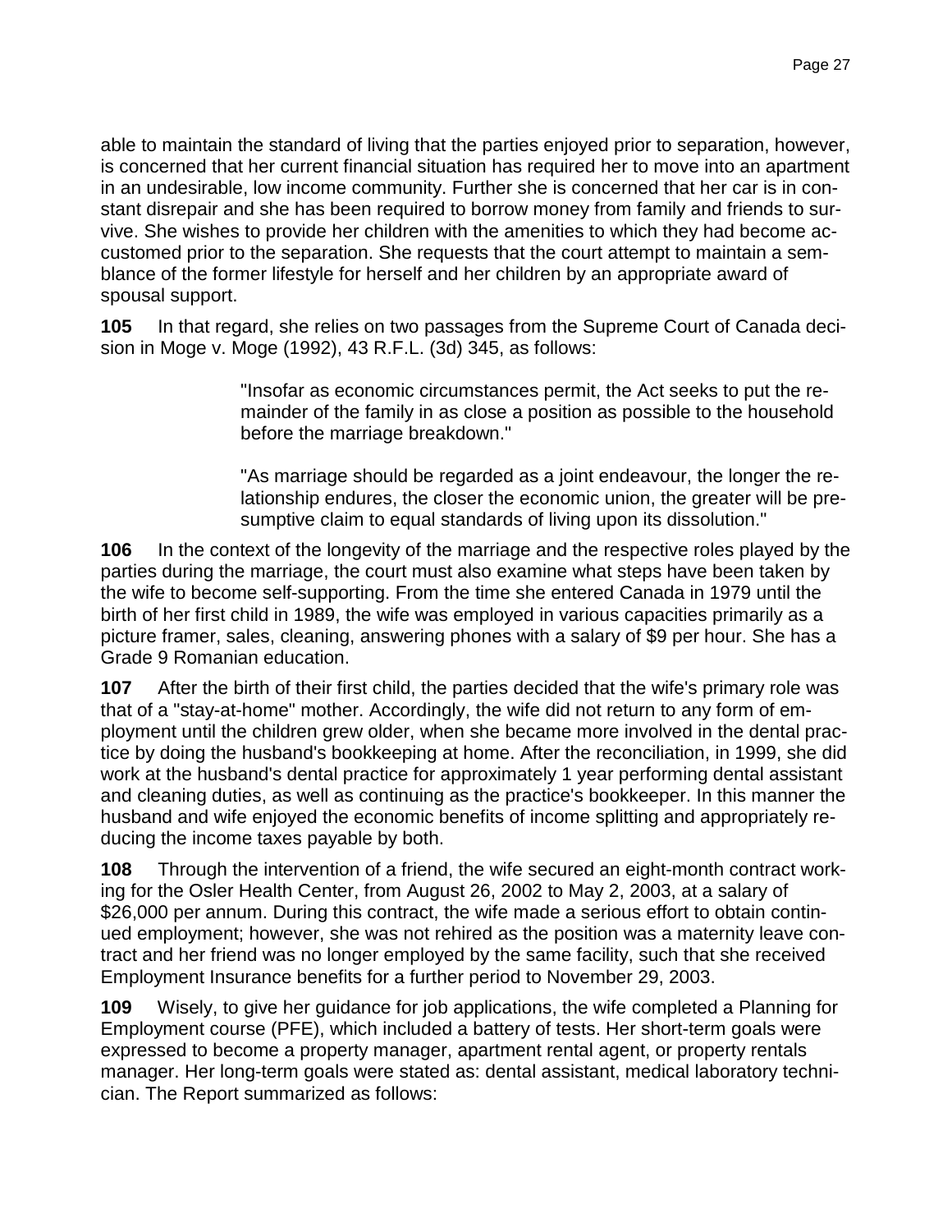able to maintain the standard of living that the parties enjoyed prior to separation, however, is concerned that her current financial situation has required her to move into an apartment in an undesirable, low income community. Further she is concerned that her car is in constant disrepair and she has been required to borrow money from family and friends to survive. She wishes to provide her children with the amenities to which they had become accustomed prior to the separation. She requests that the court attempt to maintain a semblance of the former lifestyle for herself and her children by an appropriate award of spousal support.

**105** In that regard, she relies on two passages from the Supreme Court of Canada decision in Moge v. Moge (1992), 43 R.F.L. (3d) 345, as follows:

> "Insofar as economic circumstances permit, the Act seeks to put the remainder of the family in as close a position as possible to the household before the marriage breakdown."
>
> "As marriage should be regarded as a joint endeavour, the longer the relationship endures, the closer the economic union, the greater will be presumptive claim to equal standards of living upon its dissolution."

**106** In the context of the longevity of the marriage and the respective roles played by the parties during the marriage, the court must also examine what steps have been taken by the wife to become self-supporting. From the time she entered Canada in 1979 until the birth of her first child in 1989, the wife was employed in various capacities primarily as a picture framer, sales, cleaning, answering phones with a salary of $9 per hour. She has a Grade 9 Romanian education.

**107** After the birth of their first child, the parties decided that the wife's primary role was that of a "stay-at-home" mother. Accordingly, the wife did not return to any form of employment until the children grew older, when she became more involved in the dental practice by doing the husband's bookkeeping at home. After the reconciliation, in 1999, she did work at the husband's dental practice for approximately 1 year performing dental assistant and cleaning duties, as well as continuing as the practice's bookkeeper. In this manner the husband and wife enjoyed the economic benefits of income splitting and appropriately reducing the income taxes payable by both.

**108** Through the intervention of a friend, the wife secured an eight-month contract working for the Osler Health Center, from August 26, 2002 to May 2, 2003, at a salary of $26,000 per annum. During this contract, the wife made a serious effort to obtain continued employment; however, she was not rehired as the position was a maternity leave contract and her friend was no longer employed by the same facility, such that she received Employment Insurance benefits for a further period to November 29, 2003.

**109** Wisely, to give her guidance for job applications, the wife completed a Planning for Employment course (PFE), which included a battery of tests. Her short-term goals were expressed to become a property manager, apartment rental agent, or property rentals manager. Her long-term goals were stated as: dental assistant, medical laboratory technician. The Report summarized as follows: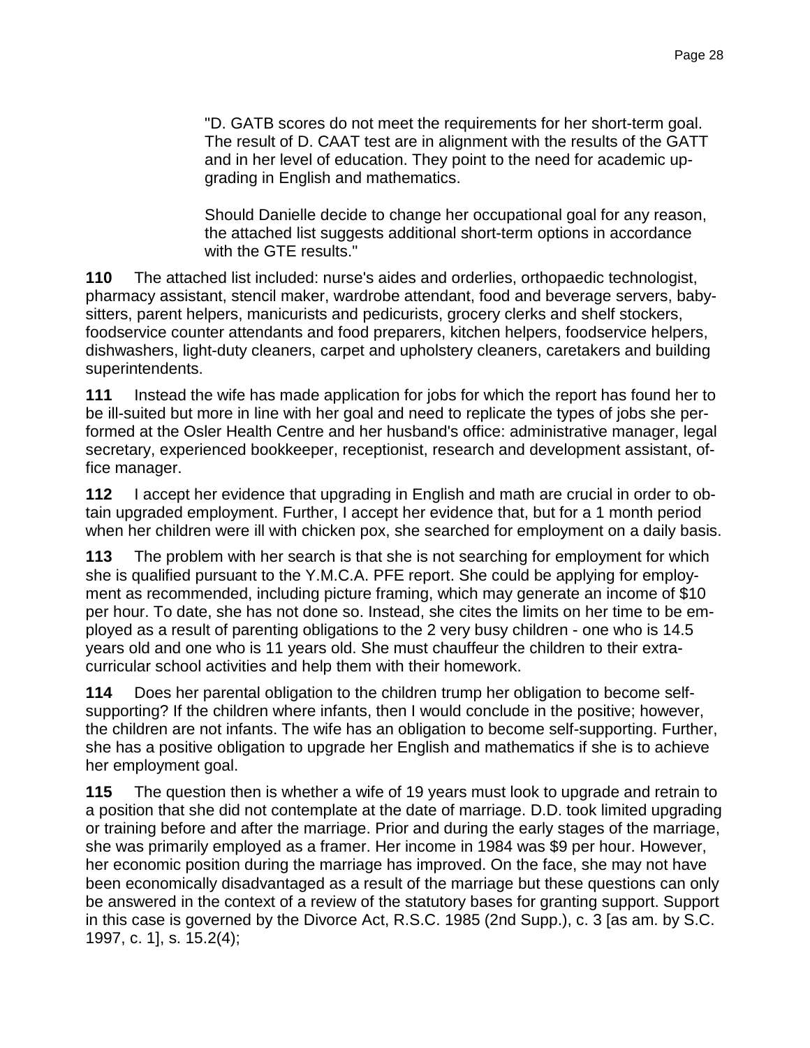> "D. GATB scores do not meet the requirements for her short-term goal. The result of D. CAAT test are in alignment with the results of the GATT and in her level of education. They point to the need for academic upgrading in English and mathematics.
>
> Should Danielle decide to change her occupational goal for any reason, the attached list suggests additional short-term options in accordance with the GTE results."

**110** The attached list included: nurse's aides and orderlies, orthopaedic technologist, pharmacy assistant, stencil maker, wardrobe attendant, food and beverage servers, baby-sitters, parent helpers, manicurists and pedicurists, grocery clerks and shelf stockers, foodservice counter attendants and food preparers, kitchen helpers, foodservice helpers, dishwashers, light-duty cleaners, carpet and upholstery cleaners, caretakers and building superintendents.

**111** Instead the wife has made application for jobs for which the report has found her to be ill-suited but more in line with her goal and need to replicate the types of jobs she performed at the Osler Health Centre and her husband's office: administrative manager, legal secretary, experienced bookkeeper, receptionist, research and development assistant, office manager.

**112** I accept her evidence that upgrading in English and math are crucial in order to obtain upgraded employment. Further, I accept her evidence that, but for a 1 month period when her children were ill with chicken pox, she searched for employment on a daily basis.

**113** The problem with her search is that she is not searching for employment for which she is qualified pursuant to the Y.M.C.A. PFE report. She could be applying for employment as recommended, including picture framing, which may generate an income of $10 per hour. To date, she has not done so. Instead, she cites the limits on her time to be employed as a result of parenting obligations to the 2 very busy children - one who is 14.5 years old and one who is 11 years old. She must chauffeur the children to their extra-curricular school activities and help them with their homework.

**114** Does her parental obligation to the children trump her obligation to become self-supporting? If the children where infants, then I would conclude in the positive; however, the children are not infants. The wife has an obligation to become self-supporting. Further, she has a positive obligation to upgrade her English and mathematics if she is to achieve her employment goal.

**115** The question then is whether a wife of 19 years must look to upgrade and retrain to a position that she did not contemplate at the date of marriage. D.D. took limited upgrading or training before and after the marriage. Prior and during the early stages of the marriage, she was primarily employed as a framer. Her income in 1984 was $9 per hour. However, her economic position during the marriage has improved. On the face, she may not have been economically disadvantaged as a result of the marriage but these questions can only be answered in the context of a review of the statutory bases for granting support. Support in this case is governed by the Divorce Act, R.S.C. 1985 (2nd Supp.), c. 3 [as am. by S.C. 1997, c. 1], s. 15.2(4);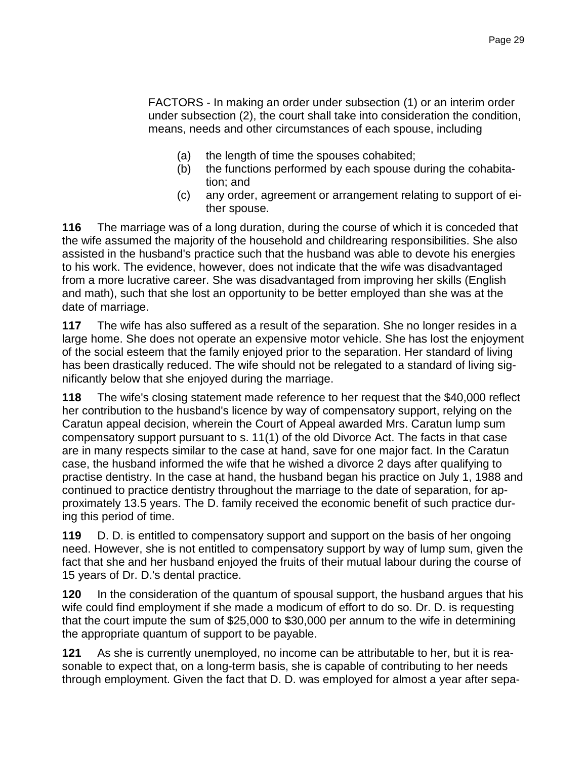FACTORS - In making an order under subsection (1) or an interim order under subsection (2), the court shall take into consideration the condition, means, needs and other circumstances of each spouse, including

(a) the length of time the spouses cohabited;
(b) the functions performed by each spouse during the cohabitation; and
(c) any order, agreement or arrangement relating to support of either spouse.

**116** The marriage was of a long duration, during the course of which it is conceded that the wife assumed the majority of the household and childrearing responsibilities. She also assisted in the husband's practice such that the husband was able to devote his energies to his work. The evidence, however, does not indicate that the wife was disadvantaged from a more lucrative career. She was disadvantaged from improving her skills (English and math), such that she lost an opportunity to be better employed than she was at the date of marriage.

**117** The wife has also suffered as a result of the separation. She no longer resides in a large home. She does not operate an expensive motor vehicle. She has lost the enjoyment of the social esteem that the family enjoyed prior to the separation. Her standard of living has been drastically reduced. The wife should not be relegated to a standard of living significantly below that she enjoyed during the marriage.

**118** The wife's closing statement made reference to her request that the $40,000 reflect her contribution to the husband's licence by way of compensatory support, relying on the Caratun appeal decision, wherein the Court of Appeal awarded Mrs. Caratun lump sum compensatory support pursuant to s. 11(1) of the old Divorce Act. The facts in that case are in many respects similar to the case at hand, save for one major fact. In the Caratun case, the husband informed the wife that he wished a divorce 2 days after qualifying to practise dentistry. In the case at hand, the husband began his practice on July 1, 1988 and continued to practice dentistry throughout the marriage to the date of separation, for approximately 13.5 years. The D. family received the economic benefit of such practice during this period of time.

**119** D. D. is entitled to compensatory support and support on the basis of her ongoing need. However, she is not entitled to compensatory support by way of lump sum, given the fact that she and her husband enjoyed the fruits of their mutual labour during the course of 15 years of Dr. D.'s dental practice.

**120** In the consideration of the quantum of spousal support, the husband argues that his wife could find employment if she made a modicum of effort to do so. Dr. D. is requesting that the court impute the sum of $25,000 to $30,000 per annum to the wife in determining the appropriate quantum of support to be payable.

**121** As she is currently unemployed, no income can be attributable to her, but it is reasonable to expect that, on a long-term basis, she is capable of contributing to her needs through employment. Given the fact that D. D. was employed for almost a year after sepa-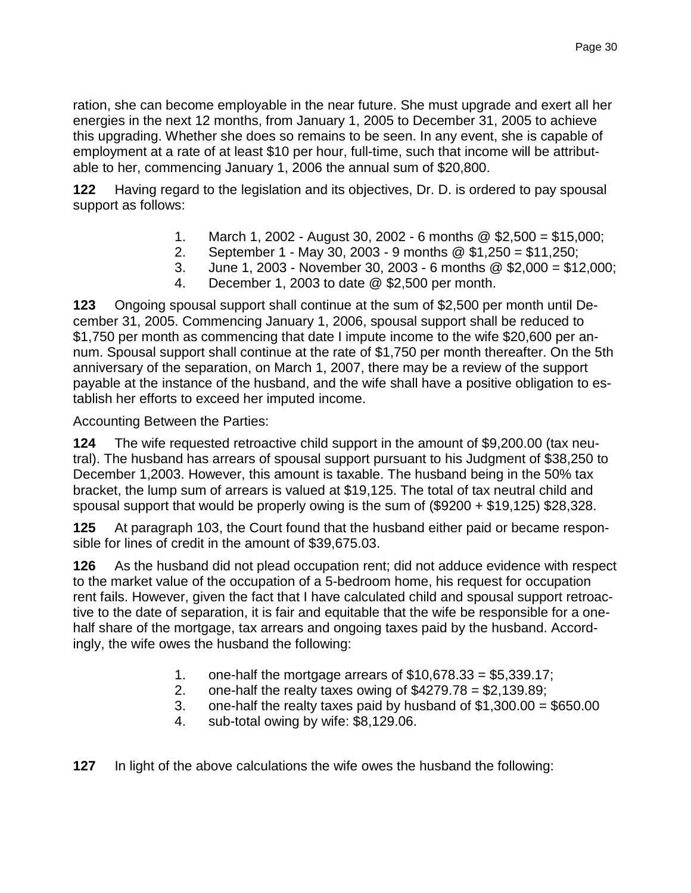ration, she can become employable in the near future. She must upgrade and exert all her energies in the next 12 months, from January 1, 2005 to December 31, 2005 to achieve this upgrading. Whether she does so remains to be seen. In any event, she is capable of employment at a rate of at least $10 per hour, full-time, such that income will be attributable to her, commencing January 1, 2006 the annual sum of $20,800.

**122** Having regard to the legislation and its objectives, Dr. D. is ordered to pay spousal support as follows:

1. March 1, 2002 - August 30, 2002 - 6 months @ $2,500 = $15,000;
2. September 1 - May 30, 2003 - 9 months @ $1,250 = $11,250;
3. June 1, 2003 - November 30, 2003 - 6 months @ $2,000 = $12,000;
4. December 1, 2003 to date @ $2,500 per month.

**123** Ongoing spousal support shall continue at the sum of $2,500 per month until December 31, 2005. Commencing January 1, 2006, spousal support shall be reduced to $1,750 per month as commencing that date I impute income to the wife $20,600 per annum. Spousal support shall continue at the rate of $1,750 per month thereafter. On the 5th anniversary of the separation, on March 1, 2007, there may be a review of the support payable at the instance of the husband, and the wife shall have a positive obligation to establish her efforts to exceed her imputed income.

Accounting Between the Parties:

**124** The wife requested retroactive child support in the amount of $9,200.00 (tax neutral). The husband has arrears of spousal support pursuant to his Judgment of $38,250 to December 1,2003. However, this amount is taxable. The husband being in the 50% tax bracket, the lump sum of arrears is valued at $19,125. The total of tax neutral child and spousal support that would be properly owing is the sum of ($9200 + $19,125) $28,328.

**125** At paragraph 103, the Court found that the husband either paid or became responsible for lines of credit in the amount of $39,675.03.

**126** As the husband did not plead occupation rent; did not adduce evidence with respect to the market value of the occupation of a 5-bedroom home, his request for occupation rent fails. However, given the fact that I have calculated child and spousal support retroactive to the date of separation, it is fair and equitable that the wife be responsible for a one-half share of the mortgage, tax arrears and ongoing taxes paid by the husband. Accordingly, the wife owes the husband the following:

1. one-half the mortgage arrears of $10,678.33 = $5,339.17;
2. one-half the realty taxes owing of $4279.78 = $2,139.89;
3. one-half the realty taxes paid by husband of $1,300.00 = $650.00
4. sub-total owing by wife: $8,129.06.

**127** In light of the above calculations the wife owes the husband the following: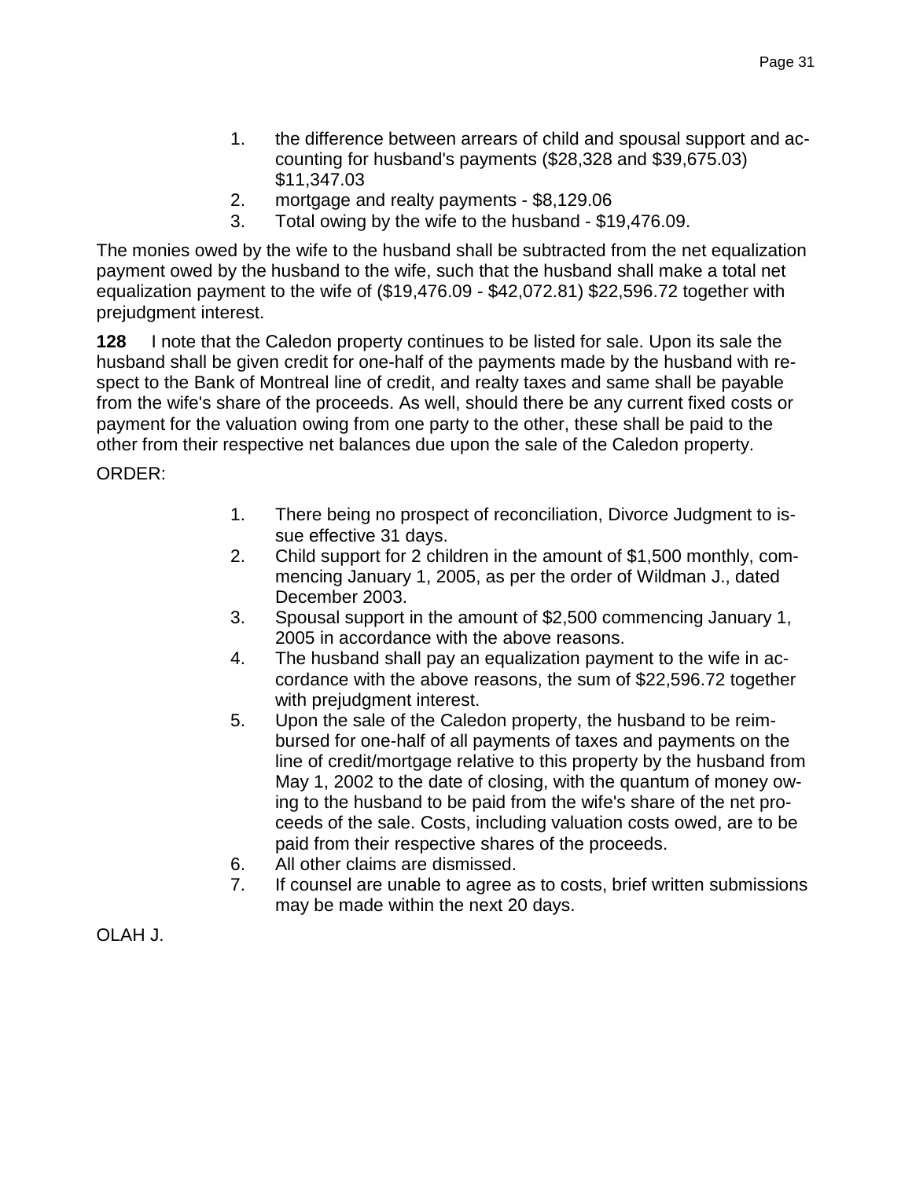1. the difference between arrears of child and spousal support and accounting for husband's payments ($28,328 and $39,675.03) $11,347.03
2. mortgage and realty payments - $8,129.06
3. Total owing by the wife to the husband - $19,476.09.

The monies owed by the wife to the husband shall be subtracted from the net equalization payment owed by the husband to the wife, such that the husband shall make a total net equalization payment to the wife of ($19,476.09 - $42,072.81) $22,596.72 together with prejudgment interest.

**128** I note that the Caledon property continues to be listed for sale. Upon its sale the husband shall be given credit for one-half of the payments made by the husband with respect to the Bank of Montreal line of credit, and realty taxes and same shall be payable from the wife's share of the proceeds. As well, should there be any current fixed costs or payment for the valuation owing from one party to the other, these shall be paid to the other from their respective net balances due upon the sale of the Caledon property.

ORDER:

1. There being no prospect of reconciliation, Divorce Judgment to issue effective 31 days.
2. Child support for 2 children in the amount of $1,500 monthly, commencing January 1, 2005, as per the order of Wildman J., dated December 2003.
3. Spousal support in the amount of $2,500 commencing January 1, 2005 in accordance with the above reasons.
4. The husband shall pay an equalization payment to the wife in accordance with the above reasons, the sum of $22,596.72 together with prejudgment interest.
5. Upon the sale of the Caledon property, the husband to be reimbursed for one-half of all payments of taxes and payments on the line of credit/mortgage relative to this property by the husband from May 1, 2002 to the date of closing, with the quantum of money owing to the husband to be paid from the wife's share of the net proceeds of the sale. Costs, including valuation costs owed, are to be paid from their respective shares of the proceeds.
6. All other claims are dismissed.
7. If counsel are unable to agree as to costs, brief written submissions may be made within the next 20 days.

OLAH J.